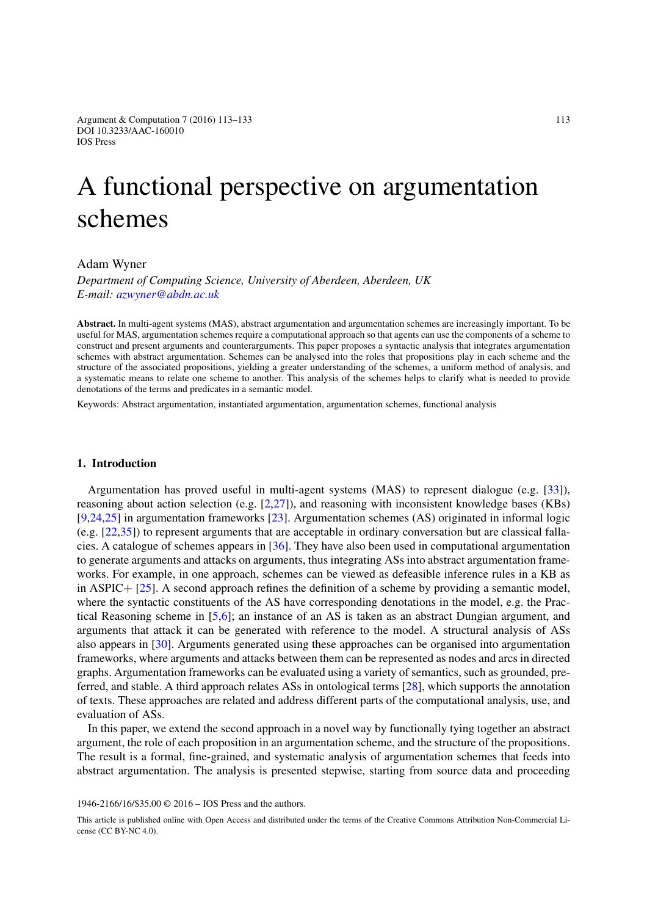# A functional perspective on argumentation schemes

Adam Wyner

*Department of Computing Science, University of Aberdeen, Aberdeen, UK*
*E-mail: azwyner@abdn.ac.uk*

**Abstract.** In multi-agent systems (MAS), abstract argumentation and argumentation schemes are increasingly important. To be useful for MAS, argumentation schemes require a computational approach so that agents can use the components of a scheme to construct and present arguments and counterarguments. This paper proposes a syntactic analysis that integrates argumentation schemes with abstract argumentation. Schemes can be analysed into the roles that propositions play in each scheme and the structure of the associated propositions, yielding a greater understanding of the schemes, a uniform method of analysis, and a systematic means to relate one scheme to another. This analysis of the schemes helps to clarify what is needed to provide denotations of the terms and predicates in a semantic model.

Keywords: Abstract argumentation, instantiated argumentation, argumentation schemes, functional analysis

## 1. Introduction

Argumentation has proved useful in multi-agent systems (MAS) to represent dialogue (e.g. [33]), reasoning about action selection (e.g. [2,27]), and reasoning with inconsistent knowledge bases (KBs) [9,24,25] in argumentation frameworks [23]. Argumentation schemes (AS) originated in informal logic (e.g. [22,35]) to represent arguments that are acceptable in ordinary conversation but are classical fallacies. A catalogue of schemes appears in [36]. They have also been used in computational argumentation to generate arguments and attacks on arguments, thus integrating ASs into abstract argumentation frameworks. For example, in one approach, schemes can be viewed as defeasible inference rules in a KB as in ASPIC+ [25]. A second approach refines the definition of a scheme by providing a semantic model, where the syntactic constituents of the AS have corresponding denotations in the model, e.g. the Practical Reasoning scheme in [5,6]; an instance of an AS is taken as an abstract Dungian argument, and arguments that attack it can be generated with reference to the model. A structural analysis of ASs also appears in [30]. Arguments generated using these approaches can be organised into argumentation frameworks, where arguments and attacks between them can be represented as nodes and arcs in directed graphs. Argumentation frameworks can be evaluated using a variety of semantics, such as grounded, preferred, and stable. A third approach relates ASs in ontological terms [28], which supports the annotation of texts. These approaches are related and address different parts of the computational analysis, use, and evaluation of ASs.

In this paper, we extend the second approach in a novel way by functionally tying together an abstract argument, the role of each proposition in an argumentation scheme, and the structure of the propositions. The result is a formal, fine-grained, and systematic analysis of argumentation schemes that feeds into abstract argumentation. The analysis is presented stepwise, starting from source data and proceeding

1946-2166/16/$35.00 © 2016 – IOS Press and the authors.

This article is published online with Open Access and distributed under the terms of the Creative Commons Attribution Non-Commercial License (CC BY-NC 4.0).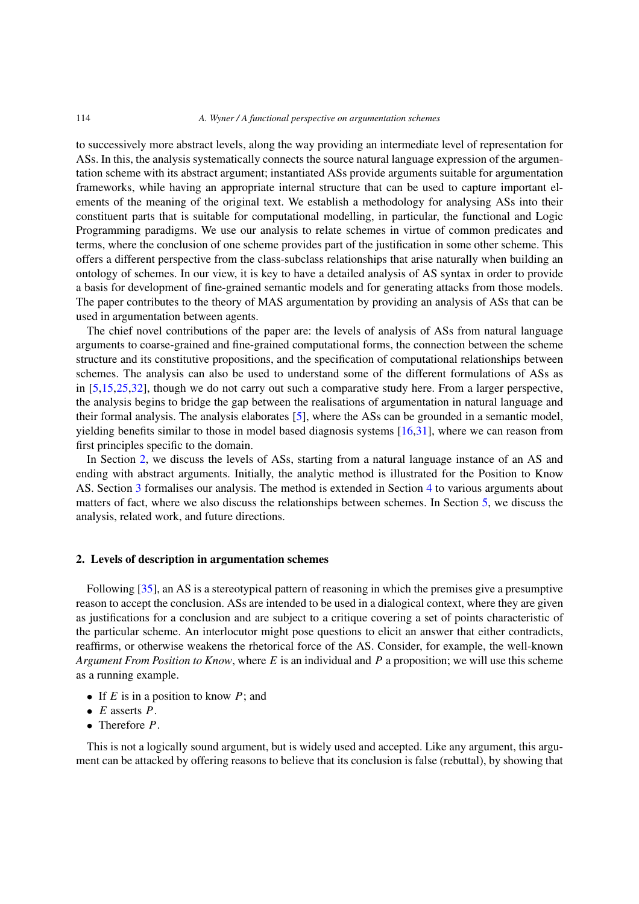to successively more abstract levels, along the way providing an intermediate level of representation for ASs. In this, the analysis systematically connects the source natural language expression of the argumentation scheme with its abstract argument; instantiated ASs provide arguments suitable for argumentation frameworks, while having an appropriate internal structure that can be used to capture important elements of the meaning of the original text. We establish a methodology for analysing ASs into their constituent parts that is suitable for computational modelling, in particular, the functional and Logic Programming paradigms. We use our analysis to relate schemes in virtue of common predicates and terms, where the conclusion of one scheme provides part of the justification in some other scheme. This offers a different perspective from the class-subclass relationships that arise naturally when building an ontology of schemes. In our view, it is key to have a detailed analysis of AS syntax in order to provide a basis for development of fine-grained semantic models and for generating attacks from those models. The paper contributes to the theory of MAS argumentation by providing an analysis of ASs that can be used in argumentation between agents.

The chief novel contributions of the paper are: the levels of analysis of ASs from natural language arguments to coarse-grained and fine-grained computational forms, the connection between the scheme structure and its constitutive propositions, and the specification of computational relationships between schemes. The analysis can also be used to understand some of the different formulations of ASs as in [5,15,25,32], though we do not carry out such a comparative study here. From a larger perspective, the analysis begins to bridge the gap between the realisations of argumentation in natural language and their formal analysis. The analysis elaborates [5], where the ASs can be grounded in a semantic model, yielding benefits similar to those in model based diagnosis systems [16,31], where we can reason from first principles specific to the domain.

In Section 2, we discuss the levels of ASs, starting from a natural language instance of an AS and ending with abstract arguments. Initially, the analytic method is illustrated for the Position to Know AS. Section 3 formalises our analysis. The method is extended in Section 4 to various arguments about matters of fact, where we also discuss the relationships between schemes. In Section 5, we discuss the analysis, related work, and future directions.

## 2. Levels of description in argumentation schemes

Following [35], an AS is a stereotypical pattern of reasoning in which the premises give a presumptive reason to accept the conclusion. ASs are intended to be used in a dialogical context, where they are given as justifications for a conclusion and are subject to a critique covering a set of points characteristic of the particular scheme. An interlocutor might pose questions to elicit an answer that either contradicts, reaffirms, or otherwise weakens the rhetorical force of the AS. Consider, for example, the well-known *Argument From Position to Know*, where $E$ is an individual and $P$ a proposition; we will use this scheme as a running example.

- If $E$ is in a position to know $P$; and
- $E$ asserts $P$.
- Therefore $P$.

This is not a logically sound argument, but is widely used and accepted. Like any argument, this argument can be attacked by offering reasons to believe that its conclusion is false (rebuttal), by showing that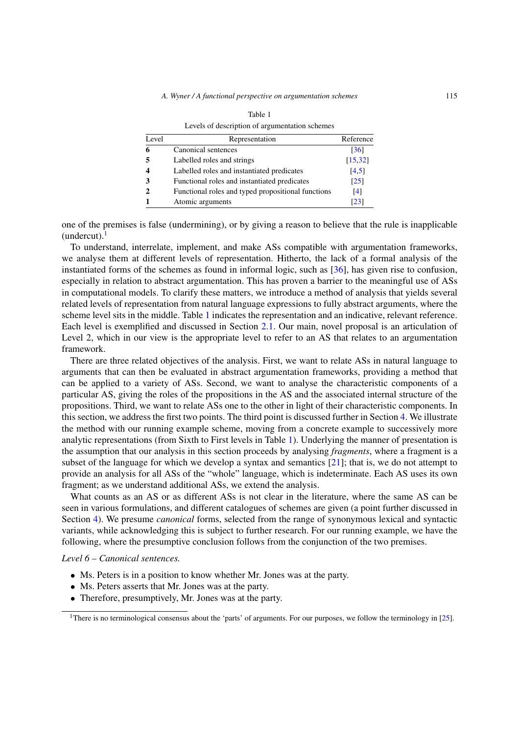Table 1

Levels of description of argumentation schemes

| Level | Representation | Reference |
|---|---|---|
| **6** | Canonical sentences | [36] |
| **5** | Labelled roles and strings | [15,32] |
| **4** | Labelled roles and instantiated predicates | [4,5] |
| **3** | Functional roles and instantiated predicates | [25] |
| **2** | Functional roles and typed propositional functions | [4] |
| **1** | Atomic arguments | [23] |

one of the premises is false (undermining), or by giving a reason to believe that the rule is inapplicable (undercut).[1]

To understand, interrelate, implement, and make ASs compatible with argumentation frameworks, we analyse them at different levels of representation. Hitherto, the lack of a formal analysis of the instantiated forms of the schemes as found in informal logic, such as [36], has given rise to confusion, especially in relation to abstract argumentation. This has proven a barrier to the meaningful use of ASs in computational models. To clarify these matters, we introduce a method of analysis that yields several related levels of representation from natural language expressions to fully abstract arguments, where the scheme level sits in the middle. Table 1 indicates the representation and an indicative, relevant reference. Each level is exemplified and discussed in Section 2.1. Our main, novel proposal is an articulation of Level 2, which in our view is the appropriate level to refer to an AS that relates to an argumentation framework.

There are three related objectives of the analysis. First, we want to relate ASs in natural language to arguments that can then be evaluated in abstract argumentation frameworks, providing a method that can be applied to a variety of ASs. Second, we want to analyse the characteristic components of a particular AS, giving the roles of the propositions in the AS and the associated internal structure of the propositions. Third, we want to relate ASs one to the other in light of their characteristic components. In this section, we address the first two points. The third point is discussed further in Section 4. We illustrate the method with our running example scheme, moving from a concrete example to successively more analytic representations (from Sixth to First levels in Table 1). Underlying the manner of presentation is the assumption that our analysis in this section proceeds by analysing *fragments*, where a fragment is a subset of the language for which we develop a syntax and semantics [21]; that is, we do not attempt to provide an analysis for all ASs of the "whole" language, which is indeterminate. Each AS uses its own fragment; as we understand additional ASs, we extend the analysis.

What counts as an AS or as different ASs is not clear in the literature, where the same AS can be seen in various formulations, and different catalogues of schemes are given (a point further discussed in Section 4). We presume *canonical* forms, selected from the range of synonymous lexical and syntactic variants, while acknowledging this is subject to further research. For our running example, we have the following, where the presumptive conclusion follows from the conjunction of the two premises.

*Level 6 – Canonical sentences.*

- Ms. Peters is in a position to know whether Mr. Jones was at the party.
- Ms. Peters asserts that Mr. Jones was at the party.
- Therefore, presumptively, Mr. Jones was at the party.

[1] There is no terminological consensus about the 'parts' of arguments. For our purposes, we follow the terminology in [25].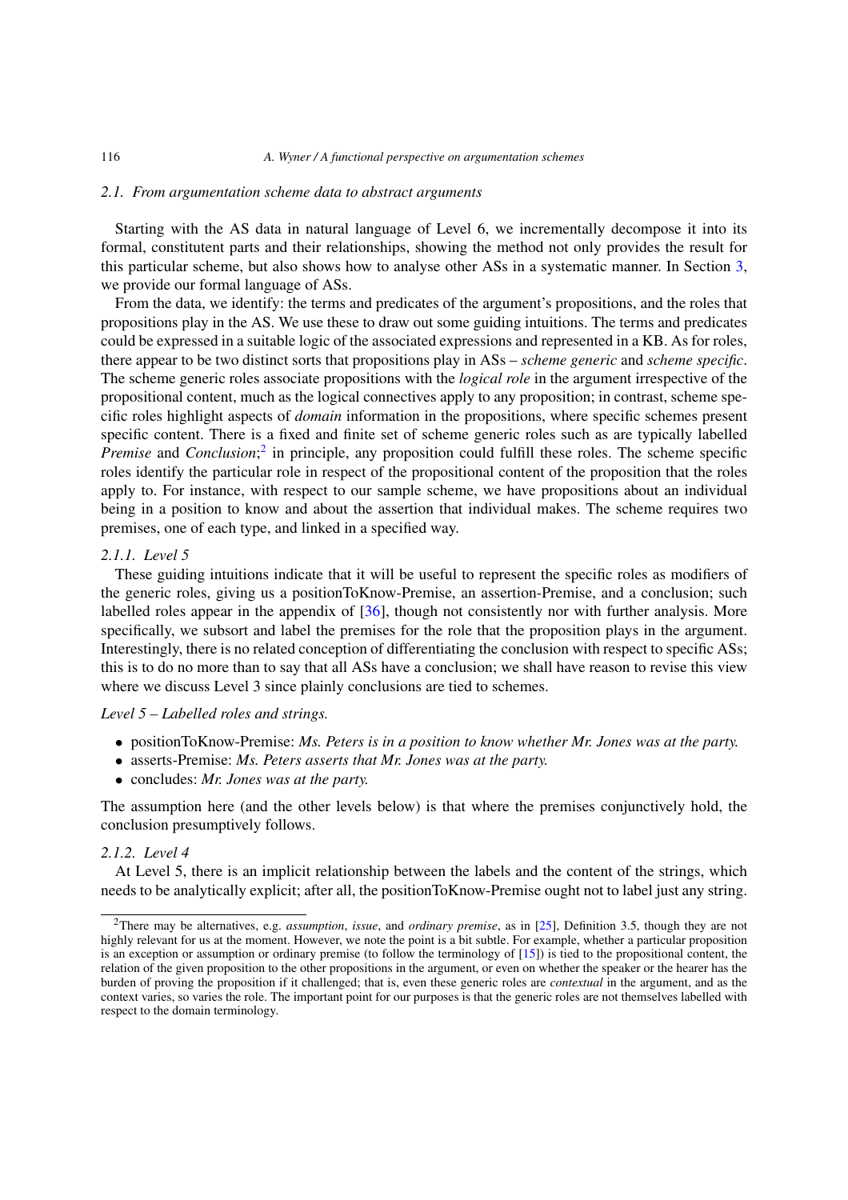### 2.1. *From argumentation scheme data to abstract arguments*

Starting with the AS data in natural language of Level 6, we incrementally decompose it into its formal, constitutent parts and their relationships, showing the method not only provides the result for this particular scheme, but also shows how to analyse other ASs in a systematic manner. In Section 3, we provide our formal language of ASs.

From the data, we identify: the terms and predicates of the argument's propositions, and the roles that propositions play in the AS. We use these to draw out some guiding intuitions. The terms and predicates could be expressed in a suitable logic of the associated expressions and represented in a KB. As for roles, there appear to be two distinct sorts that propositions play in ASs – *scheme generic* and *scheme specific*. The scheme generic roles associate propositions with the *logical role* in the argument irrespective of the propositional content, much as the logical connectives apply to any proposition; in contrast, scheme specific roles highlight aspects of *domain* information in the propositions, where specific schemes present specific content. There is a fixed and finite set of scheme generic roles such as are typically labelled *Premise* and *Conclusion*;[2] in principle, any proposition could fulfill these roles. The scheme specific roles identify the particular role in respect of the propositional content of the proposition that the roles apply to. For instance, with respect to our sample scheme, we have propositions about an individual being in a position to know and about the assertion that individual makes. The scheme requires two premises, one of each type, and linked in a specified way.

#### 2.1.1. *Level 5*

These guiding intuitions indicate that it will be useful to represent the specific roles as modifiers of the generic roles, giving us a positionToKnow-Premise, an assertion-Premise, and a conclusion; such labelled roles appear in the appendix of [36], though not consistently nor with further analysis. More specifically, we subsort and label the premises for the role that the proposition plays in the argument. Interestingly, there is no related conception of differentiating the conclusion with respect to specific ASs; this is to do no more than to say that all ASs have a conclusion; we shall have reason to revise this view where we discuss Level 3 since plainly conclusions are tied to schemes.

*Level 5 – Labelled roles and strings.*

- positionToKnow-Premise: *Ms. Peters is in a position to know whether Mr. Jones was at the party.*
- asserts-Premise: *Ms. Peters asserts that Mr. Jones was at the party.*
- concludes: *Mr. Jones was at the party.*

The assumption here (and the other levels below) is that where the premises conjunctively hold, the conclusion presumptively follows.

#### 2.1.2. *Level 4*

At Level 5, there is an implicit relationship between the labels and the content of the strings, which needs to be analytically explicit; after all, the positionToKnow-Premise ought not to label just any string.

[2]There may be alternatives, e.g. *assumption*, *issue*, and *ordinary premise*, as in [25], Definition 3.5, though they are not highly relevant for us at the moment. However, we note the point is a bit subtle. For example, whether a particular proposition is an exception or assumption or ordinary premise (to follow the terminology of [15]) is tied to the propositional content, the relation of the given proposition to the other propositions in the argument, or even on whether the speaker or the hearer has the burden of proving the proposition if it challenged; that is, even these generic roles are *contextual* in the argument, and as the context varies, so varies the role. The important point for our purposes is that the generic roles are not themselves labelled with respect to the domain terminology.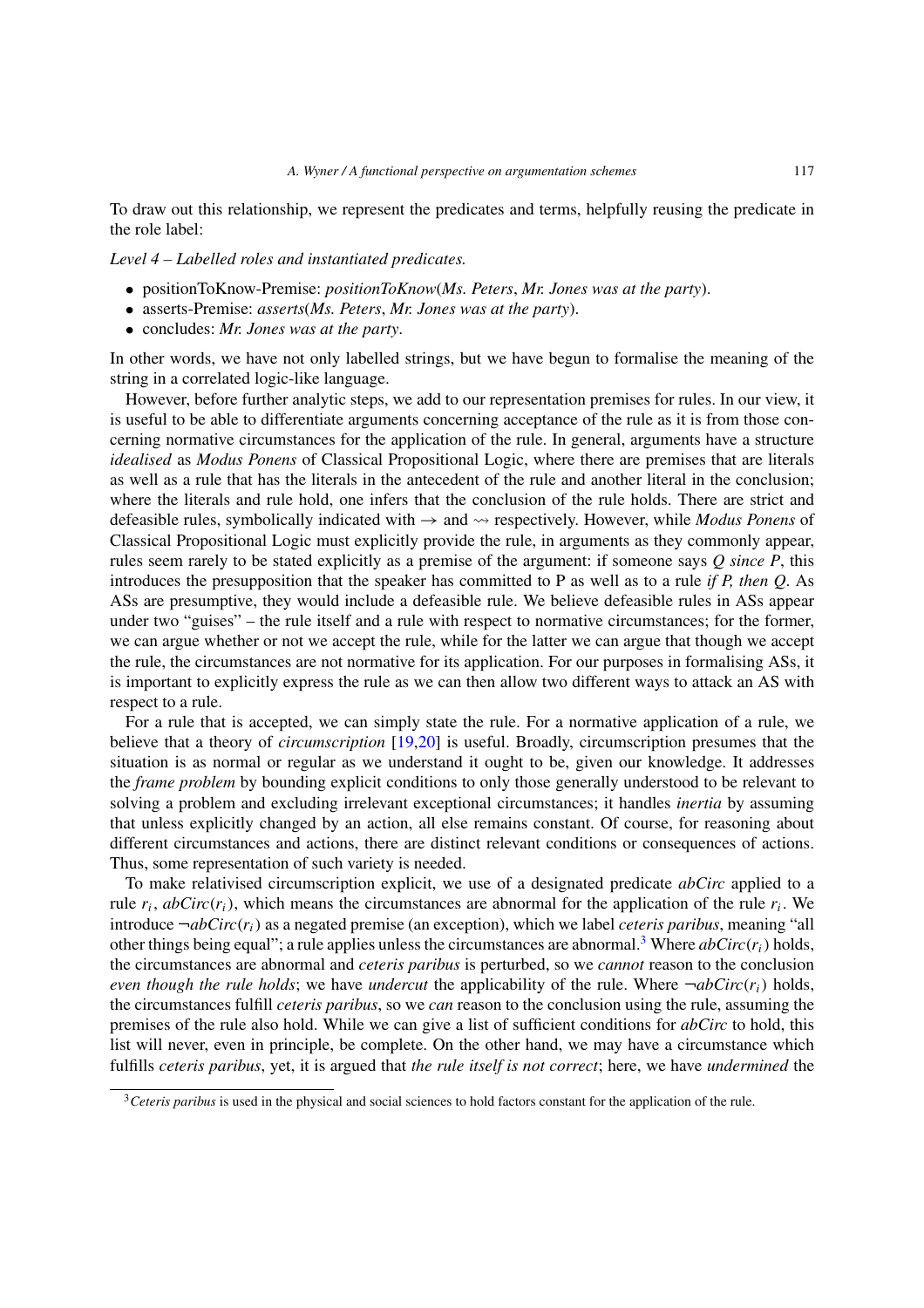To draw out this relationship, we represent the predicates and terms, helpfully reusing the predicate in the role label:

*Level 4 – Labelled roles and instantiated predicates.*

- positionToKnow-Premise: *positionToKnow*(*Ms. Peters*, *Mr. Jones was at the party*).
- asserts-Premise: *asserts*(*Ms. Peters*, *Mr. Jones was at the party*).
- concludes: *Mr. Jones was at the party*.

In other words, we have not only labelled strings, but we have begun to formalise the meaning of the string in a correlated logic-like language.

However, before further analytic steps, we add to our representation premises for rules. In our view, it is useful to be able to differentiate arguments concerning acceptance of the rule as it is from those concerning normative circumstances for the application of the rule. In general, arguments have a structure *idealised* as *Modus Ponens* of Classical Propositional Logic, where there are premises that are literals as well as a rule that has the literals in the antecedent of the rule and another literal in the conclusion; where the literals and rule hold, one infers that the conclusion of the rule holds. There are strict and defeasible rules, symbolically indicated with $\rightarrow$ and $\rightsquigarrow$ respectively. However, while *Modus Ponens* of Classical Propositional Logic must explicitly provide the rule, in arguments as they commonly appear, rules seem rarely to be stated explicitly as a premise of the argument: if someone says *Q since P*, this introduces the presupposition that the speaker has committed to P as well as to a rule *if P, then Q*. As ASs are presumptive, they would include a defeasible rule. We believe defeasible rules in ASs appear under two "guises" – the rule itself and a rule with respect to normative circumstances; for the former, we can argue whether or not we accept the rule, while for the latter we can argue that though we accept the rule, the circumstances are not normative for its application. For our purposes in formalising ASs, it is important to explicitly express the rule as we can then allow two different ways to attack an AS with respect to a rule.

For a rule that is accepted, we can simply state the rule. For a normative application of a rule, we believe that a theory of *circumscription* [19,20] is useful. Broadly, circumscription presumes that the situation is as normal or regular as we understand it ought to be, given our knowledge. It addresses the *frame problem* by bounding explicit conditions to only those generally understood to be relevant to solving a problem and excluding irrelevant exceptional circumstances; it handles *inertia* by assuming that unless explicitly changed by an action, all else remains constant. Of course, for reasoning about different circumstances and actions, there are distinct relevant conditions or consequences of actions. Thus, some representation of such variety is needed.

To make relativised circumscription explicit, we use of a designated predicate *abCirc* applied to a rule $r_i$, *abCirc*$(r_i)$, which means the circumstances are abnormal for the application of the rule $r_i$. We introduce $\neg$*abCirc*$(r_i)$ as a negated premise (an exception), which we label *ceteris paribus*, meaning "all other things being equal"; a rule applies unless the circumstances are abnormal.[3] Where *abCirc*$(r_i)$ holds, the circumstances are abnormal and *ceteris paribus* is perturbed, so we *cannot* reason to the conclusion *even though the rule holds*; we have *undercut* the applicability of the rule. Where $\neg$*abCirc*$(r_i)$ holds, the circumstances fulfill *ceteris paribus*, so we *can* reason to the conclusion using the rule, assuming the premises of the rule also hold. While we can give a list of sufficient conditions for *abCirc* to hold, this list will never, even in principle, be complete. On the other hand, we may have a circumstance which fulfills *ceteris paribus*, yet, it is argued that *the rule itself is not correct*; here, we have *undermined* the

[3] *Ceteris paribus* is used in the physical and social sciences to hold factors constant for the application of the rule.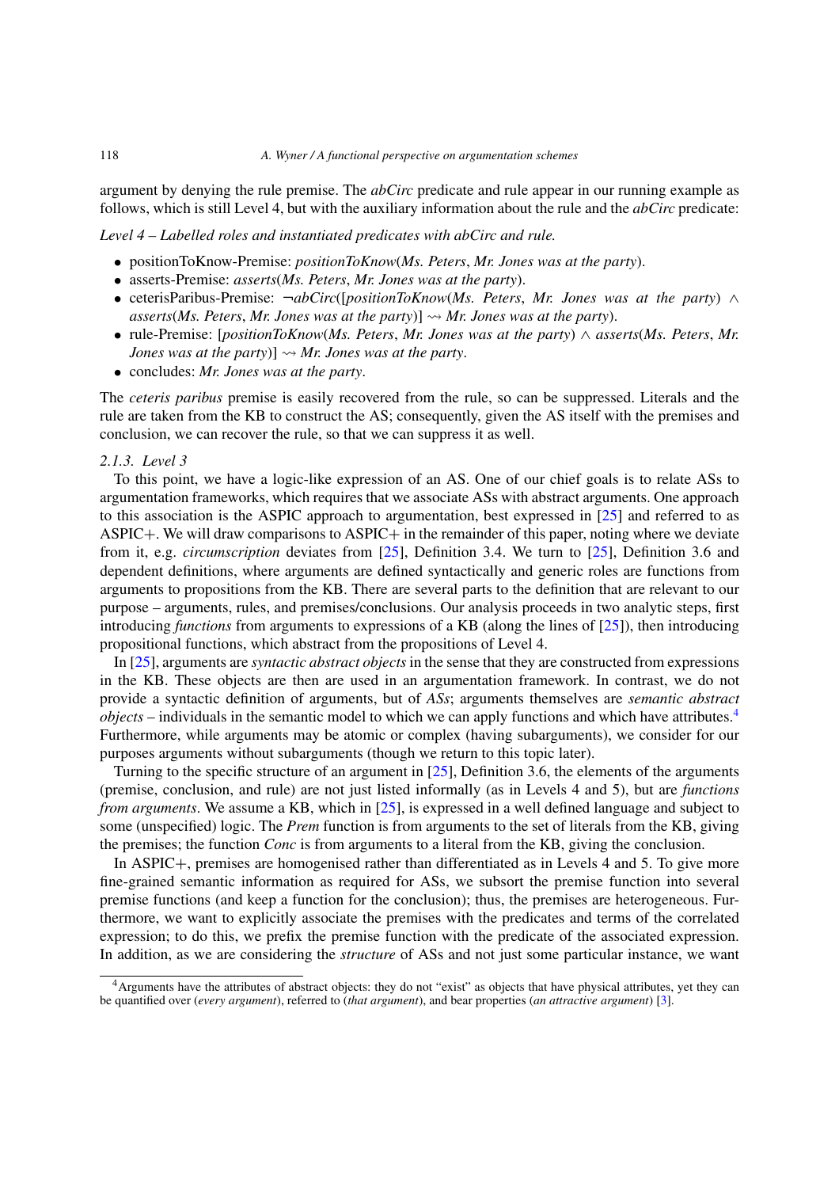argument by denying the rule premise. The *abCirc* predicate and rule appear in our running example as follows, which is still Level 4, but with the auxiliary information about the rule and the *abCirc* predicate:

*Level 4 – Labelled roles and instantiated predicates with abCirc and rule.*

- positionToKnow-Premise: *positionToKnow*(*Ms. Peters*, *Mr. Jones was at the party*).
- asserts-Premise: *asserts*(*Ms. Peters*, *Mr. Jones was at the party*).
- ceterisParibus-Premise: ¬*abCirc*([*positionToKnow*(*Ms. Peters*, *Mr. Jones was at the party*) ∧ *asserts*(*Ms. Peters*, *Mr. Jones was at the party*)] ⇝ *Mr. Jones was at the party*).
- rule-Premise: [*positionToKnow*(*Ms. Peters*, *Mr. Jones was at the party*) ∧ *asserts*(*Ms. Peters*, *Mr. Jones was at the party*)] ⇝ *Mr. Jones was at the party*.
- concludes: *Mr. Jones was at the party*.

The *ceteris paribus* premise is easily recovered from the rule, so can be suppressed. Literals and the rule are taken from the KB to construct the AS; consequently, given the AS itself with the premises and conclusion, we can recover the rule, so that we can suppress it as well.

### 2.1.3. Level 3

To this point, we have a logic-like expression of an AS. One of our chief goals is to relate ASs to argumentation frameworks, which requires that we associate ASs with abstract arguments. One approach to this association is the ASPIC approach to argumentation, best expressed in [25] and referred to as ASPIC+. We will draw comparisons to ASPIC+ in the remainder of this paper, noting where we deviate from it, e.g. *circumscription* deviates from [25], Definition 3.4. We turn to [25], Definition 3.6 and dependent definitions, where arguments are defined syntactically and generic roles are functions from arguments to propositions from the KB. There are several parts to the definition that are relevant to our purpose – arguments, rules, and premises/conclusions. Our analysis proceeds in two analytic steps, first introducing *functions* from arguments to expressions of a KB (along the lines of [25]), then introducing propositional functions, which abstract from the propositions of Level 4.

In [25], arguments are *syntactic abstract objects* in the sense that they are constructed from expressions in the KB. These objects are then are used in an argumentation framework. In contrast, we do not provide a syntactic definition of arguments, but of *ASs*; arguments themselves are *semantic abstract objects* – individuals in the semantic model to which we can apply functions and which have attributes.[4] Furthermore, while arguments may be atomic or complex (having subarguments), we consider for our purposes arguments without subarguments (though we return to this topic later).

Turning to the specific structure of an argument in [25], Definition 3.6, the elements of the arguments (premise, conclusion, and rule) are not just listed informally (as in Levels 4 and 5), but are *functions from arguments*. We assume a KB, which in [25], is expressed in a well defined language and subject to some (unspecified) logic. The *Prem* function is from arguments to the set of literals from the KB, giving the premises; the function *Conc* is from arguments to a literal from the KB, giving the conclusion.

In ASPIC+, premises are homogenised rather than differentiated as in Levels 4 and 5. To give more fine-grained semantic information as required for ASs, we subsort the premise function into several premise functions (and keep a function for the conclusion); thus, the premises are heterogeneous. Furthermore, we want to explicitly associate the premises with the predicates and terms of the correlated expression; to do this, we prefix the premise function with the predicate of the associated expression. In addition, as we are considering the *structure* of ASs and not just some particular instance, we want

[4] Arguments have the attributes of abstract objects: they do not “exist” as objects that have physical attributes, yet they can be quantified over (*every argument*), referred to (*that argument*), and bear properties (*an attractive argument*) [3].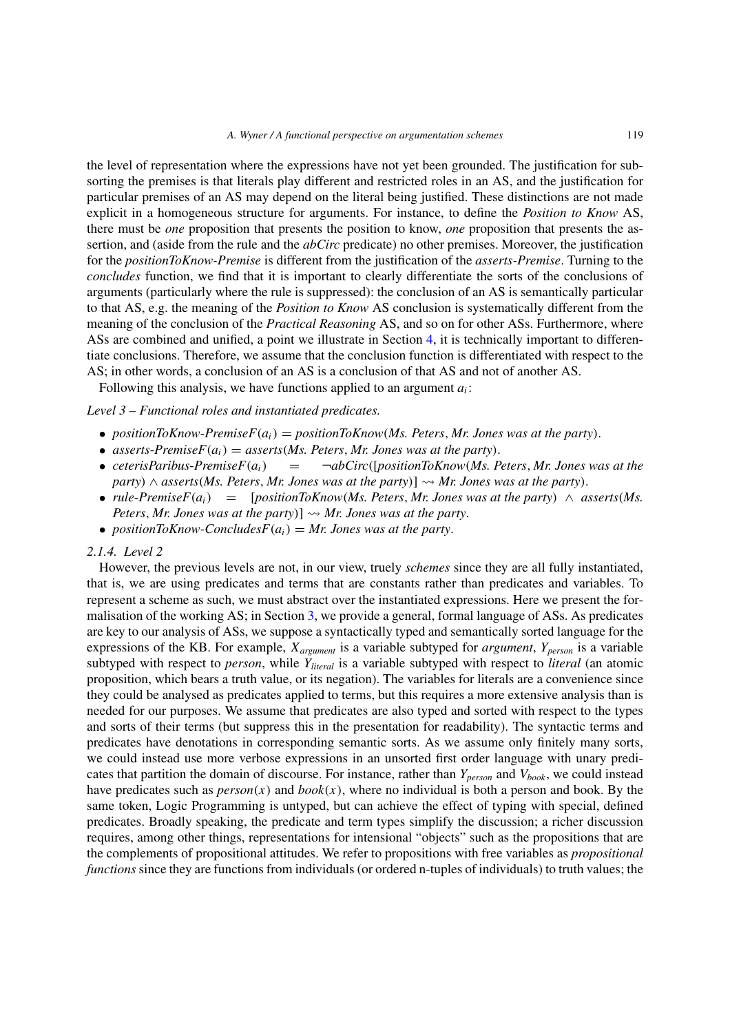the level of representation where the expressions have not yet been grounded. The justification for subsorting the premises is that literals play different and restricted roles in an AS, and the justification for particular premises of an AS may depend on the literal being justified. These distinctions are not made explicit in a homogeneous structure for arguments. For instance, to define the *Position to Know* AS, there must be *one* proposition that presents the position to know, *one* proposition that presents the assertion, and (aside from the rule and the *abCirc* predicate) no other premises. Moreover, the justification for the *positionToKnow-Premise* is different from the justification of the *asserts-Premise*. Turning to the *concludes* function, we find that it is important to clearly differentiate the sorts of the conclusions of arguments (particularly where the rule is suppressed): the conclusion of an AS is semantically particular to that AS, e.g. the meaning of the *Position to Know* AS conclusion is systematically different from the meaning of the conclusion of the *Practical Reasoning* AS, and so on for other ASs. Furthermore, where ASs are combined and unified, a point we illustrate in Section 4, it is technically important to differentiate conclusions. Therefore, we assume that the conclusion function is differentiated with respect to the AS; in other words, a conclusion of an AS is a conclusion of that AS and not of another AS.

Following this analysis, we have functions applied to an argument $a_i$:

*Level 3 – Functional roles and instantiated predicates.*

- $\textit{positionToKnow-PremiseF}(a_i) = \textit{positionToKnow}(\textit{Ms. Peters}, \textit{Mr. Jones was at the party})$.
- $\textit{asserts-PremiseF}(a_i) = \textit{asserts}(\textit{Ms. Peters}, \textit{Mr. Jones was at the party})$.
- $\textit{ceterisParibus-PremiseF}(a_i) = \neg\textit{abCirc}([\textit{positionToKnow}(\textit{Ms. Peters}, \textit{Mr. Jones was at the party}) \wedge \textit{asserts}(\textit{Ms. Peters}, \textit{Mr. Jones was at the party})] \rightsquigarrow \textit{Mr. Jones was at the party})$.
- $\textit{rule-PremiseF}(a_i) = [\textit{positionToKnow}(\textit{Ms. Peters}, \textit{Mr. Jones was at the party}) \wedge \textit{asserts}(\textit{Ms. Peters}, \textit{Mr. Jones was at the party})] \rightsquigarrow \textit{Mr. Jones was at the party}$.
- $\textit{positionToKnow-ConcludesF}(a_i) = \textit{Mr. Jones was at the party}$.

#### 2.1.4. Level 2

However, the previous levels are not, in our view, truely *schemes* since they are all fully instantiated, that is, we are using predicates and terms that are constants rather than predicates and variables. To represent a scheme as such, we must abstract over the instantiated expressions. Here we present the formalisation of the working AS; in Section 3, we provide a general, formal language of ASs. As predicates are key to our analysis of ASs, we suppose a syntactically typed and semantically sorted language for the expressions of the KB. For example, $X_{argument}$ is a variable subtyped for *argument*, $Y_{person}$ is a variable subtyped with respect to *person*, while $Y_{literal}$ is a variable subtyped with respect to *literal* (an atomic proposition, which bears a truth value, or its negation). The variables for literals are a convenience since they could be analysed as predicates applied to terms, but this requires a more extensive analysis than is needed for our purposes. We assume that predicates are also typed and sorted with respect to the types and sorts of their terms (but suppress this in the presentation for readability). The syntactic terms and predicates have denotations in corresponding semantic sorts. As we assume only finitely many sorts, we could instead use more verbose expressions in an unsorted first order language with unary predicates that partition the domain of discourse. For instance, rather than $Y_{person}$ and $V_{book}$, we could instead have predicates such as $\textit{person}(x)$ and $\textit{book}(x)$, where no individual is both a person and book. By the same token, Logic Programming is untyped, but can achieve the effect of typing with special, defined predicates. Broadly speaking, the predicate and term types simplify the discussion; a richer discussion requires, among other things, representations for intensional "objects" such as the propositions that are the complements of propositional attitudes. We refer to propositions with free variables as *propositional functions* since they are functions from individuals (or ordered n-tuples of individuals) to truth values; the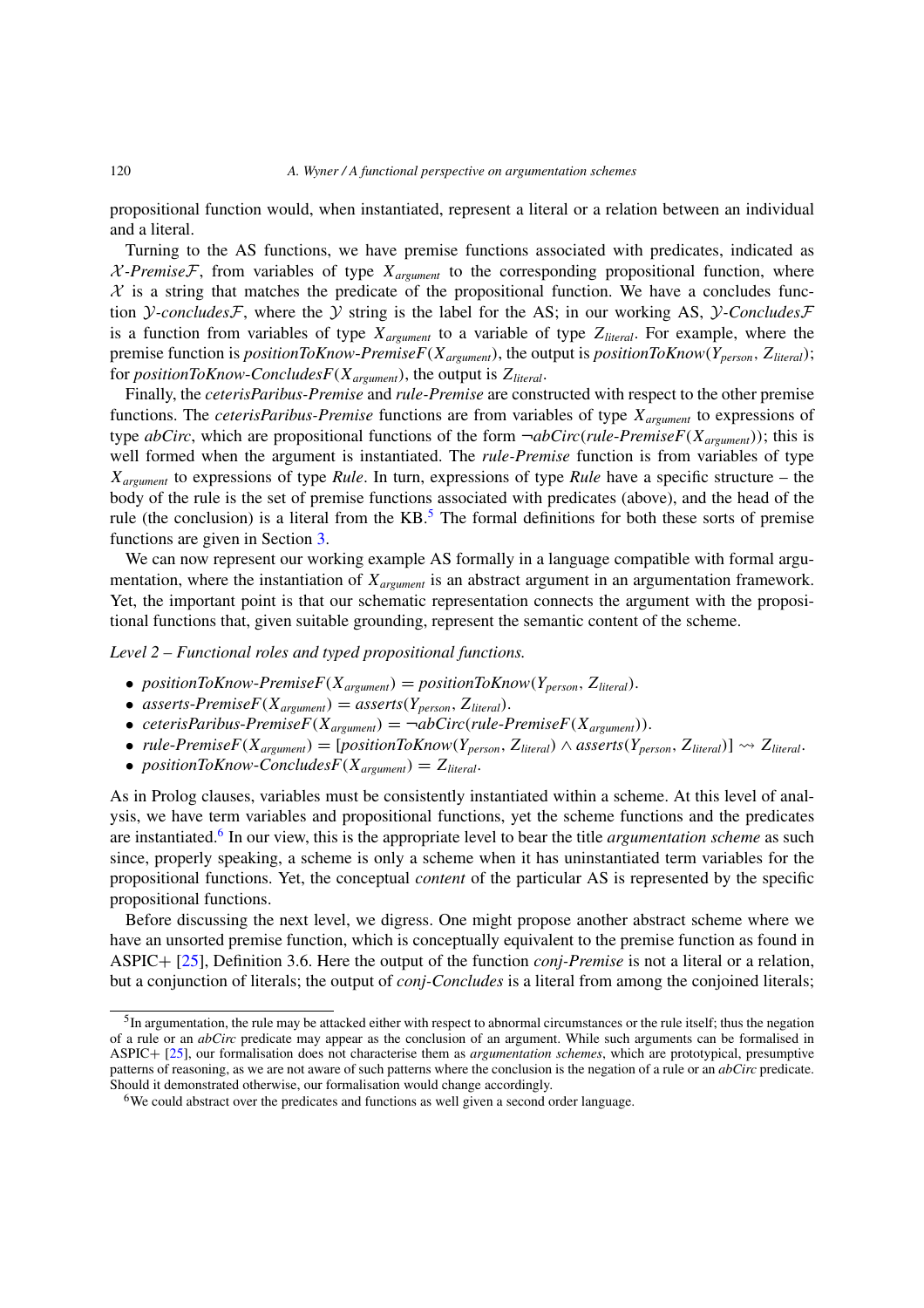propositional function would, when instantiated, represent a literal or a relation between an individual and a literal.

Turning to the AS functions, we have premise functions associated with predicates, indicated as $\mathcal{X}$*-Premise*$\mathcal{F}$, from variables of type $X_{argument}$ to the corresponding propositional function, where $\mathcal{X}$ is a string that matches the predicate of the propositional function. We have a concludes function $\mathcal{Y}$*-concludes*$\mathcal{F}$, where the $\mathcal{Y}$ string is the label for the AS; in our working AS, $\mathcal{Y}$*-Concludes*$\mathcal{F}$ is a function from variables of type $X_{argument}$ to a variable of type $Z_{literal}$. For example, where the premise function is *positionToKnow-PremiseF*($X_{argument}$), the output is *positionToKnow*($Y_{person}$, $Z_{literal}$); for *positionToKnow-ConcludesF*($X_{argument}$), the output is $Z_{literal}$.

Finally, the *ceterisParibus-Premise* and *rule-Premise* are constructed with respect to the other premise functions. The *ceterisParibus-Premise* functions are from variables of type $X_{argument}$ to expressions of type *abCirc*, which are propositional functions of the form ¬*abCirc*(*rule-PremiseF*($X_{argument}$)); this is well formed when the argument is instantiated. The *rule-Premise* function is from variables of type $X_{argument}$ to expressions of type *Rule*. In turn, expressions of type *Rule* have a specific structure – the body of the rule is the set of premise functions associated with predicates (above), and the head of the rule (the conclusion) is a literal from the KB.[5] The formal definitions for both these sorts of premise functions are given in Section 3.

We can now represent our working example AS formally in a language compatible with formal argumentation, where the instantiation of $X_{argument}$ is an abstract argument in an argumentation framework. Yet, the important point is that our schematic representation connects the argument with the propositional functions that, given suitable grounding, represent the semantic content of the scheme.

*Level 2 – Functional roles and typed propositional functions.*

- *positionToKnow-PremiseF*($X_{argument}$) = *positionToKnow*($Y_{person}$, $Z_{literal}$).
- *asserts-PremiseF*($X_{argument}$) = *asserts*($Y_{person}$, $Z_{literal}$).
- *ceterisParibus-PremiseF*($X_{argument}$) = ¬*abCirc*(*rule-PremiseF*($X_{argument}$)).
- *rule-PremiseF*($X_{argument}$) = [*positionToKnow*($Y_{person}$, $Z_{literal}$) ∧ *asserts*($Y_{person}$, $Z_{literal}$)] ⇝ $Z_{literal}$.
- *positionToKnow-ConcludesF*($X_{argument}$) = $Z_{literal}$.

As in Prolog clauses, variables must be consistently instantiated within a scheme. At this level of analysis, we have term variables and propositional functions, yet the scheme functions and the predicates are instantiated.[6] In our view, this is the appropriate level to bear the title *argumentation scheme* as such since, properly speaking, a scheme is only a scheme when it has uninstantiated term variables for the propositional functions. Yet, the conceptual *content* of the particular AS is represented by the specific propositional functions.

Before discussing the next level, we digress. One might propose another abstract scheme where we have an unsorted premise function, which is conceptually equivalent to the premise function as found in ASPIC+ [25], Definition 3.6. Here the output of the function *conj-Premise* is not a literal or a relation, but a conjunction of literals; the output of *conj-Concludes* is a literal from among the conjoined literals;

[5] In argumentation, the rule may be attacked either with respect to abnormal circumstances or the rule itself; thus the negation of a rule or an *abCirc* predicate may appear as the conclusion of an argument. While such arguments can be formalised in ASPIC+ [25], our formalisation does not characterise them as *argumentation schemes*, which are prototypical, presumptive patterns of reasoning, as we are not aware of such patterns where the conclusion is the negation of a rule or an *abCirc* predicate. Should it demonstrated otherwise, our formalisation would change accordingly.

[6] We could abstract over the predicates and functions as well given a second order language.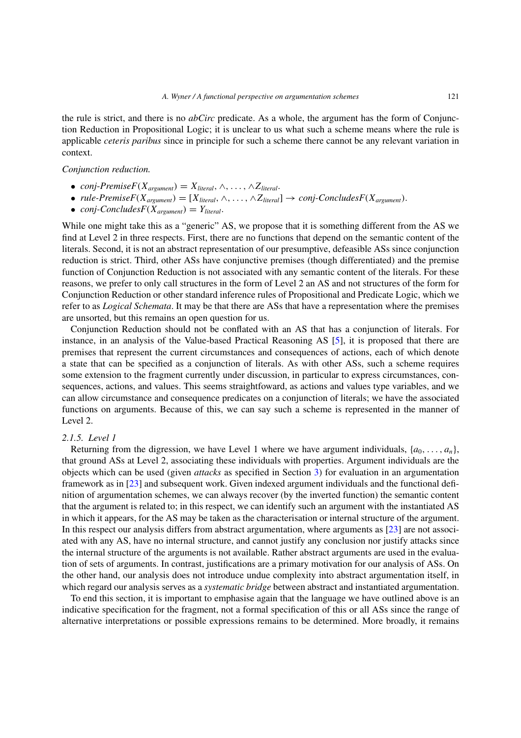the rule is strict, and there is no *abCirc* predicate. As a whole, the argument has the form of Conjunction Reduction in Propositional Logic; it is unclear to us what such a scheme means where the rule is applicable *ceteris paribus* since in principle for such a scheme there cannot be any relevant variation in context.

*Conjunction reduction.*

- $conj\text{-}PremiseF(X_{argument}) = X_{literal}, \wedge, \ldots, \wedge Z_{literal}$.
- $rule\text{-}PremiseF(X_{argument}) = [X_{literal}, \wedge, \ldots, \wedge Z_{literal}] \rightarrow conj\text{-}ConcludesF(X_{argument})$.
- $conj\text{-}ConcludesF(X_{argument}) = Y_{literal}$.

While one might take this as a "generic" AS, we propose that it is something different from the AS we find at Level 2 in three respects. First, there are no functions that depend on the semantic content of the literals. Second, it is not an abstract representation of our presumptive, defeasible ASs since conjunction reduction is strict. Third, other ASs have conjunctive premises (though differentiated) and the premise function of Conjunction Reduction is not associated with any semantic content of the literals. For these reasons, we prefer to only call structures in the form of Level 2 an AS and not structures of the form for Conjunction Reduction or other standard inference rules of Propositional and Predicate Logic, which we refer to as *Logical Schemata*. It may be that there are ASs that have a representation where the premises are unsorted, but this remains an open question for us.

Conjunction Reduction should not be conflated with an AS that has a conjunction of literals. For instance, in an analysis of the Value-based Practical Reasoning AS [5], it is proposed that there are premises that represent the current circumstances and consequences of actions, each of which denote a state that can be specified as a conjunction of literals. As with other ASs, such a scheme requires some extension to the fragment currently under discussion, in particular to express circumstances, consequences, actions, and values. This seems straightfoward, as actions and values type variables, and we can allow circumstance and consequence predicates on a conjunction of literals; we have the associated functions on arguments. Because of this, we can say such a scheme is represented in the manner of Level 2.

### 2.1.5. Level 1

Returning from the digression, we have Level 1 where we have argument individuals, $\{a_0, \ldots, a_n\}$, that ground ASs at Level 2, associating these individuals with properties. Argument individuals are the objects which can be used (given *attacks* as specified in Section 3) for evaluation in an argumentation framework as in [23] and subsequent work. Given indexed argument individuals and the functional definition of argumentation schemes, we can always recover (by the inverted function) the semantic content that the argument is related to; in this respect, we can identify such an argument with the instantiated AS in which it appears, for the AS may be taken as the characterisation or internal structure of the argument. In this respect our analysis differs from abstract argumentation, where arguments as [23] are not associated with any AS, have no internal structure, and cannot justify any conclusion nor justify attacks since the internal structure of the arguments is not available. Rather abstract arguments are used in the evaluation of sets of arguments. In contrast, justifications are a primary motivation for our analysis of ASs. On the other hand, our analysis does not introduce undue complexity into abstract argumentation itself, in which regard our analysis serves as a *systematic bridge* between abstract and instantiated argumentation.

To end this section, it is important to emphasise again that the language we have outlined above is an indicative specification for the fragment, not a formal specification of this or all ASs since the range of alternative interpretations or possible expressions remains to be determined. More broadly, it remains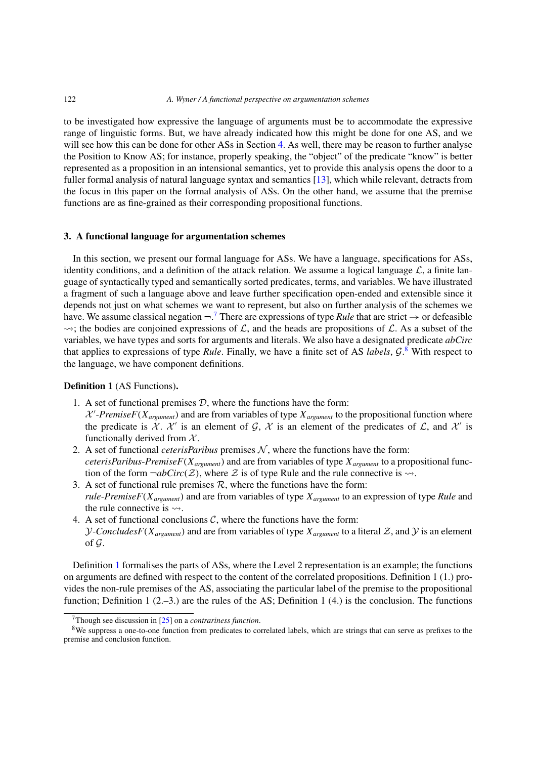to be investigated how expressive the language of arguments must be to accommodate the expressive range of linguistic forms. But, we have already indicated how this might be done for one AS, and we will see how this can be done for other ASs in Section 4. As well, there may be reason to further analyse the Position to Know AS; for instance, properly speaking, the "object" of the predicate "know" is better represented as a proposition in an intensional semantics, yet to provide this analysis opens the door to a fuller formal analysis of natural language syntax and semantics [13], which while relevant, detracts from the focus in this paper on the formal analysis of ASs. On the other hand, we assume that the premise functions are as fine-grained as their corresponding propositional functions.

## 3. A functional language for argumentation schemes

In this section, we present our formal language for ASs. We have a language, specifications for ASs, identity conditions, and a definition of the attack relation. We assume a logical language $\mathcal{L}$, a finite language of syntactically typed and semantically sorted predicates, terms, and variables. We have illustrated a fragment of such a language above and leave further specification open-ended and extensible since it depends not just on what schemes we want to represent, but also on further analysis of the schemes we have. We assume classical negation $\neg$.[7] There are expressions of type *Rule* that are strict $\rightarrow$ or defeasible $\rightsquigarrow$; the bodies are conjoined expressions of $\mathcal{L}$, and the heads are propositions of $\mathcal{L}$. As a subset of the variables, we have types and sorts for arguments and literals. We also have a designated predicate *abCirc* that applies to expressions of type *Rule*. Finally, we have a finite set of AS *labels*, $\mathcal{G}$.[8] With respect to the language, we have component definitions.

**Definition 1** (AS Functions)**.**

1. A set of functional premises $\mathcal{D}$, where the functions have the form:
   $\mathcal{X}'$-*PremiseF*($X_{argument}$) and are from variables of type $X_{argument}$ to the propositional function where the predicate is $\mathcal{X}$. $\mathcal{X}'$ is an element of $\mathcal{G}$, $\mathcal{X}$ is an element of the predicates of $\mathcal{L}$, and $\mathcal{X}'$ is functionally derived from $\mathcal{X}$.
2. A set of functional *ceterisParibus* premises $\mathcal{N}$, where the functions have the form:
   *ceterisParibus-PremiseF*($X_{argument}$) and are from variables of type $X_{argument}$ to a propositional function of the form $\neg abCirc(\mathcal{Z})$, where $\mathcal{Z}$ is of type Rule and the rule connective is $\rightsquigarrow$.
3. A set of functional rule premises $\mathcal{R}$, where the functions have the form:
   *rule-PremiseF*($X_{argument}$) and are from variables of type $X_{argument}$ to an expression of type *Rule* and the rule connective is $\rightsquigarrow$.
4. A set of functional conclusions $\mathcal{C}$, where the functions have the form:
   $\mathcal{Y}$-*ConcludesF*($X_{argument}$) and are from variables of type $X_{argument}$ to a literal $\mathcal{Z}$, and $\mathcal{Y}$ is an element of $\mathcal{G}$.

Definition 1 formalises the parts of ASs, where the Level 2 representation is an example; the functions on arguments are defined with respect to the content of the correlated propositions. Definition 1 (1.) provides the non-rule premises of the AS, associating the particular label of the premise to the propositional function; Definition 1 (2.–3.) are the rules of the AS; Definition 1 (4.) is the conclusion. The functions

[7] Though see discussion in [25] on a *contrariness function*.

[8] We suppress a one-to-one function from predicates to correlated labels, which are strings that can serve as prefixes to the premise and conclusion function.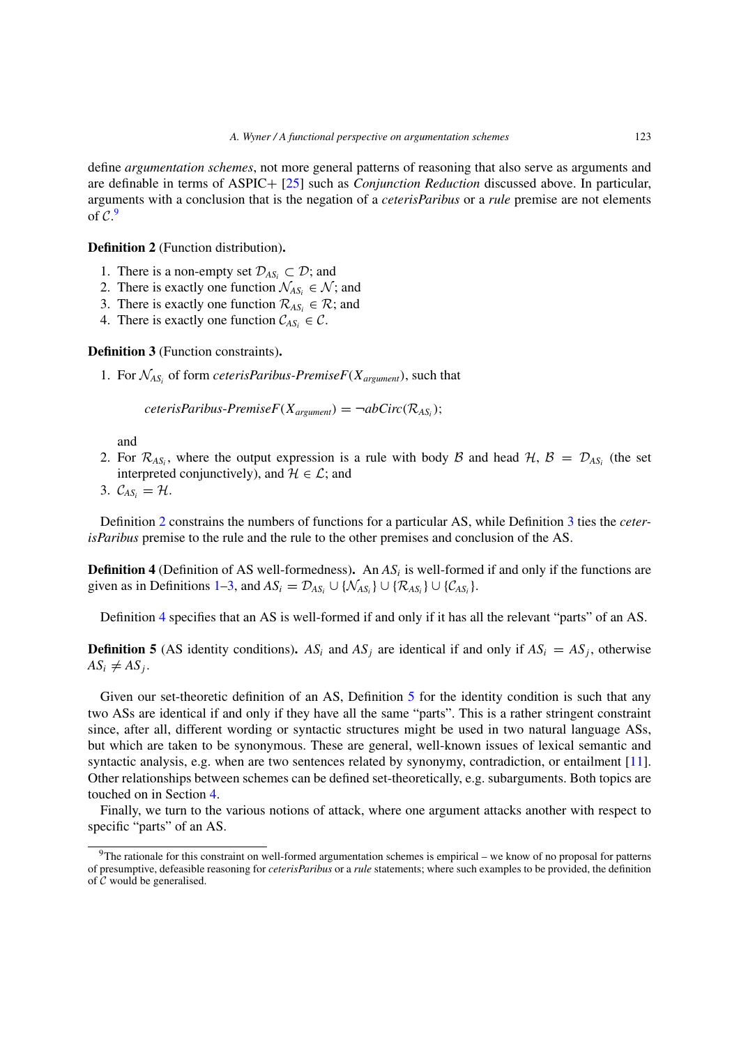define *argumentation schemes*, not more general patterns of reasoning that also serve as arguments and are definable in terms of ASPIC+ [25] such as *Conjunction Reduction* discussed above. In particular, arguments with a conclusion that is the negation of a *ceterisParibus* or a *rule* premise are not elements of $\mathcal{C}$.[9]

**Definition 2** (Function distribution)**.**

1. There is a non-empty set $\mathcal{D}_{AS_i} \subset \mathcal{D}$; and
2. There is exactly one function $\mathcal{N}_{AS_i} \in \mathcal{N}$; and
3. There is exactly one function $\mathcal{R}_{AS_i} \in \mathcal{R}$; and
4. There is exactly one function $\mathcal{C}_{AS_i} \in \mathcal{C}$.

**Definition 3** (Function constraints)**.**

1. For $\mathcal{N}_{AS_i}$ of form *ceterisParibus-PremiseF*$(X_{argument})$, such that

   $$ceterisParibus\text{-}PremiseF(X_{argument}) = \neg abCirc(\mathcal{R}_{AS_i});$$

   and
2. For $\mathcal{R}_{AS_i}$, where the output expression is a rule with body $\mathcal{B}$ and head $\mathcal{H}$, $\mathcal{B} = \mathcal{D}_{AS_i}$ (the set interpreted conjunctively), and $\mathcal{H} \in \mathcal{L}$; and
3. $\mathcal{C}_{AS_i} = \mathcal{H}$.

Definition 2 constrains the numbers of functions for a particular AS, while Definition 3 ties the *ceterisParibus* premise to the rule and the rule to the other premises and conclusion of the AS.

**Definition 4** (Definition of AS well-formedness)**.** An $AS_i$ is well-formed if and only if the functions are given as in Definitions 1–3, and $AS_i = \mathcal{D}_{AS_i} \cup \{\mathcal{N}_{AS_i}\} \cup \{\mathcal{R}_{AS_i}\} \cup \{\mathcal{C}_{AS_i}\}$.

Definition 4 specifies that an AS is well-formed if and only if it has all the relevant "parts" of an AS.

**Definition 5** (AS identity conditions)**.** $AS_i$ and $AS_j$ are identical if and only if $AS_i = AS_j$, otherwise $AS_i \neq AS_j$.

Given our set-theoretic definition of an AS, Definition 5 for the identity condition is such that any two ASs are identical if and only if they have all the same "parts". This is a rather stringent constraint since, after all, different wording or syntactic structures might be used in two natural language ASs, but which are taken to be synonymous. These are general, well-known issues of lexical semantic and syntactic analysis, e.g. when are two sentences related by synonymy, contradiction, or entailment [11]. Other relationships between schemes can be defined set-theoretically, e.g. subarguments. Both topics are touched on in Section 4.

Finally, we turn to the various notions of attack, where one argument attacks another with respect to specific "parts" of an AS.

---

[9] The rationale for this constraint on well-formed argumentation schemes is empirical – we know of no proposal for patterns of presumptive, defeasible reasoning for *ceterisParibus* or a *rule* statements; where such examples to be provided, the definition of $\mathcal{C}$ would be generalised.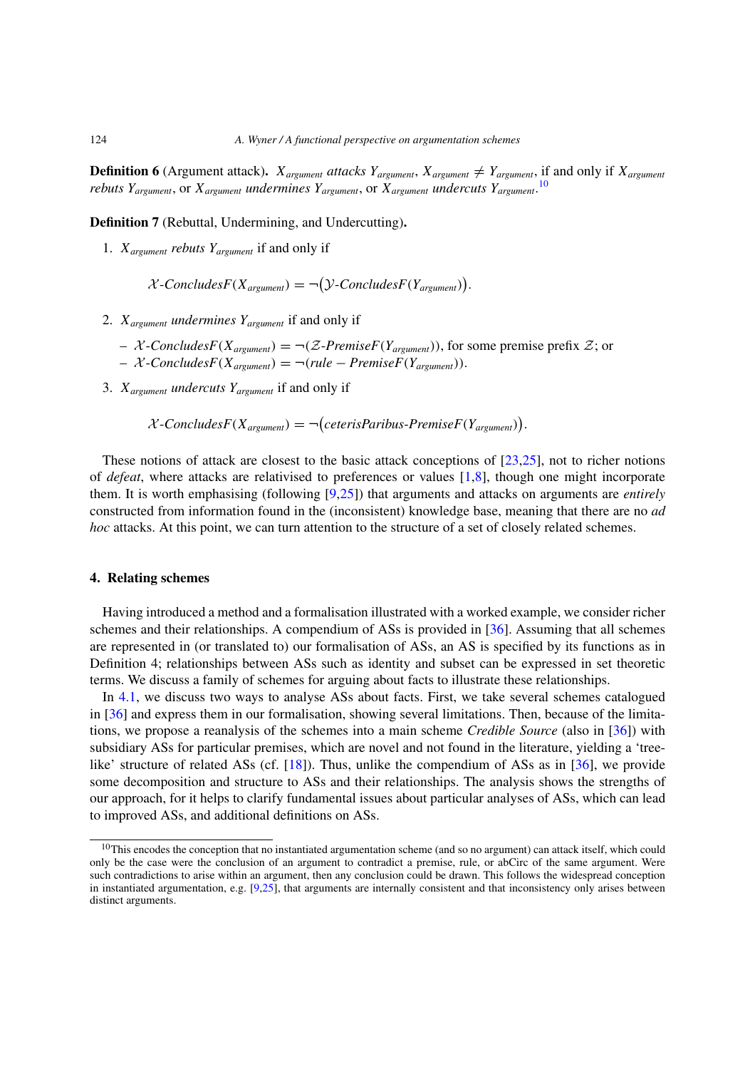**Definition 6** (Argument attack)**.** $X_{argument}$ *attacks* $Y_{argument}$, $X_{argument} \neq Y_{argument}$, if and only if $X_{argument}$ *rebuts* $Y_{argument}$, or $X_{argument}$ *undermines* $Y_{argument}$, or $X_{argument}$ *undercuts* $Y_{argument}$.[10]

**Definition 7** (Rebuttal, Undermining, and Undercutting)**.**

1. $X_{argument}$ *rebuts* $Y_{argument}$ if and only if

$$\mathcal{X}\text{-}ConcludesF(X_{argument}) = \neg\big(\mathcal{Y}\text{-}ConcludesF(Y_{argument})\big).$$

2. $X_{argument}$ *undermines* $Y_{argument}$ if and only if
   - $\mathcal{X}\text{-}ConcludesF(X_{argument}) = \neg(\mathcal{Z}\text{-}PremiseF(Y_{argument}))$, for some premise prefix $\mathcal{Z}$; or
   - $\mathcal{X}\text{-}ConcludesF(X_{argument}) = \neg(rule - PremiseF(Y_{argument}))$.

3. $X_{argument}$ *undercuts* $Y_{argument}$ if and only if

$$\mathcal{X}\text{-}ConcludesF(X_{argument}) = \neg\big(ceterisParibus\text{-}PremiseF(Y_{argument})\big).$$

These notions of attack are closest to the basic attack conceptions of [23,25], not to richer notions of *defeat*, where attacks are relativised to preferences or values [1,8], though one might incorporate them. It is worth emphasising (following [9,25]) that arguments and attacks on arguments are *entirely* constructed from information found in the (inconsistent) knowledge base, meaning that there are no *ad hoc* attacks. At this point, we can turn attention to the structure of a set of closely related schemes.

## 4. Relating schemes

Having introduced a method and a formalisation illustrated with a worked example, we consider richer schemes and their relationships. A compendium of ASs is provided in [36]. Assuming that all schemes are represented in (or translated to) our formalisation of ASs, an AS is specified by its functions as in Definition 4; relationships between ASs such as identity and subset can be expressed in set theoretic terms. We discuss a family of schemes for arguing about facts to illustrate these relationships.

In 4.1, we discuss two ways to analyse ASs about facts. First, we take several schemes catalogued in [36] and express them in our formalisation, showing several limitations. Then, because of the limitations, we propose a reanalysis of the schemes into a main scheme *Credible Source* (also in [36]) with subsidiary ASs for particular premises, which are novel and not found in the literature, yielding a 'tree-like' structure of related ASs (cf. [18]). Thus, unlike the compendium of ASs as in [36], we provide some decomposition and structure to ASs and their relationships. The analysis shows the strengths of our approach, for it helps to clarify fundamental issues about particular analyses of ASs, which can lead to improved ASs, and additional definitions on ASs.

[10] This encodes the conception that no instantiated argumentation scheme (and so no argument) can attack itself, which could only be the case were the conclusion of an argument to contradict a premise, rule, or abCirc of the same argument. Were such contradictions to arise within an argument, then any conclusion could be drawn. This follows the widespread conception in instantiated argumentation, e.g. [9,25], that arguments are internally consistent and that inconsistency only arises between distinct arguments.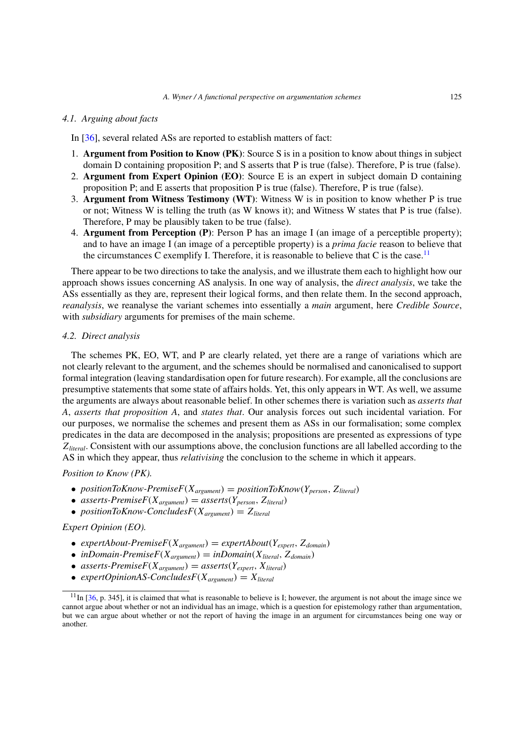### 4.1. *Arguing about facts*

In [36], several related ASs are reported to establish matters of fact:

1. **Argument from Position to Know (PK)**: Source S is in a position to know about things in subject domain D containing proposition P; and S asserts that P is true (false). Therefore, P is true (false).
2. **Argument from Expert Opinion (EO)**: Source E is an expert in subject domain D containing proposition P; and E asserts that proposition P is true (false). Therefore, P is true (false).
3. **Argument from Witness Testimony (WT)**: Witness W is in position to know whether P is true or not; Witness W is telling the truth (as W knows it); and Witness W states that P is true (false). Therefore, P may be plausibly taken to be true (false).
4. **Argument from Perception (P)**: Person P has an image I (an image of a perceptible property); and to have an image I (an image of a perceptible property) is a *prima facie* reason to believe that the circumstances C exemplify I. Therefore, it is reasonable to believe that C is the case.[11]

There appear to be two directions to take the analysis, and we illustrate them each to highlight how our approach shows issues concerning AS analysis. In one way of analysis, the *direct analysis*, we take the ASs essentially as they are, represent their logical forms, and then relate them. In the second approach, *reanalysis*, we reanalyse the variant schemes into essentially a *main* argument, here *Credible Source*, with *subsidiary* arguments for premises of the main scheme.

### 4.2. *Direct analysis*

The schemes PK, EO, WT, and P are clearly related, yet there are a range of variations which are not clearly relevant to the argument, and the schemes should be normalised and canonicalised to support formal integration (leaving standardisation open for future research). For example, all the conclusions are presumptive statements that some state of affairs holds. Yet, this only appears in WT. As well, we assume the arguments are always about reasonable belief. In other schemes there is variation such as *asserts that A*, *asserts that proposition A*, and *states that*. Our analysis forces out such incidental variation. For our purposes, we normalise the schemes and present them as ASs in our formalisation; some complex predicates in the data are decomposed in the analysis; propositions are presented as expressions of type $Z_{literal}$. Consistent with our assumptions above, the conclusion functions are all labelled according to the AS in which they appear, thus *relativising* the conclusion to the scheme in which it appears.

*Position to Know (PK).*

- $positionToKnow\text{-}PremiseF(X_{argument}) = positionToKnow(Y_{person}, Z_{literal})$
- $asserts\text{-}PremiseF(X_{argument}) = asserts(Y_{person}, Z_{literal})$
- $positionToKnow\text{-}ConcludesF(X_{argument}) = Z_{literal}$

*Expert Opinion (EO).*

- $expertAbout\text{-}PremiseF(X_{argument}) = expertAbout(Y_{expert}, Z_{domain})$
- $inDomain\text{-}PremiseF(X_{argument}) = inDomain(X_{literal}, Z_{domain})$
- $asserts\text{-}PremiseF(X_{argument}) = asserts(Y_{expert}, X_{literal})$
- $expertOpinionAS\text{-}ConcludesF(X_{argument}) = X_{literal}$

[11] In [36, p. 345], it is claimed that what is reasonable to believe is I; however, the argument is not about the image since we cannot argue about whether or not an individual has an image, which is a question for epistemology rather than argumentation, but we can argue about whether or not the report of having the image in an argument for circumstances being one way or another.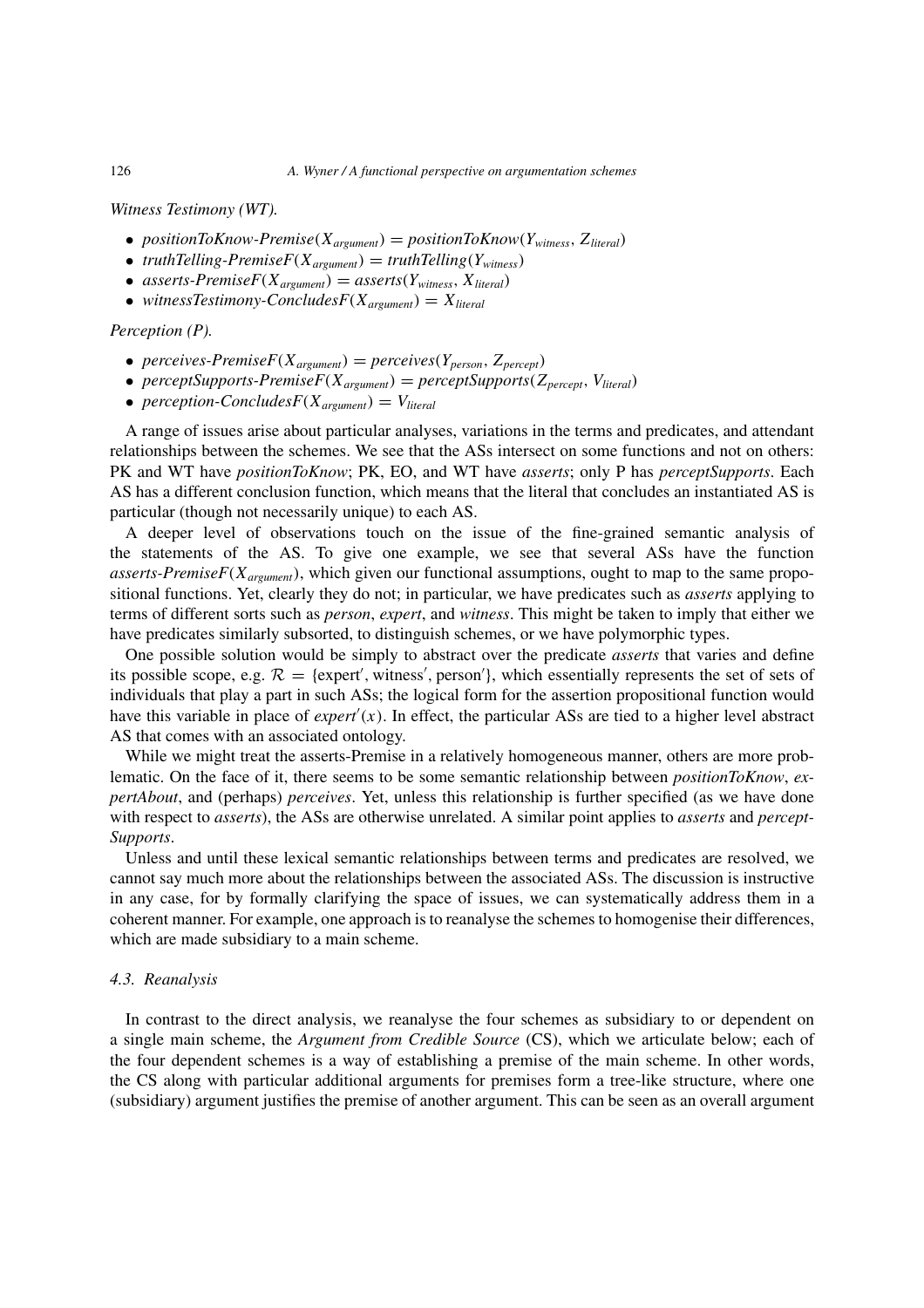*Witness Testimony (WT).*

- *positionToKnow-Premise*($X_{argument}$) = *positionToKnow*($Y_{witness}$, $Z_{literal}$)
- *truthTelling-PremiseF*($X_{argument}$) = *truthTelling*($Y_{witness}$)
- *asserts-PremiseF*($X_{argument}$) = *asserts*($Y_{witness}$, $X_{literal}$)
- *witnessTestimony-ConcludesF*($X_{argument}$) = $X_{literal}$

*Perception (P).*

- *perceives-PremiseF*($X_{argument}$) = *perceives*($Y_{person}$, $Z_{percept}$)
- *perceptSupports-PremiseF*($X_{argument}$) = *perceptSupports*($Z_{percept}$, $V_{literal}$)
- *perception-ConcludesF*($X_{argument}$) = $V_{literal}$

A range of issues arise about particular analyses, variations in the terms and predicates, and attendant relationships between the schemes. We see that the ASs intersect on some functions and not on others: PK and WT have *positionToKnow*; PK, EO, and WT have *asserts*; only P has *perceptSupports*. Each AS has a different conclusion function, which means that the literal that concludes an instantiated AS is particular (though not necessarily unique) to each AS.

A deeper level of observations touch on the issue of the fine-grained semantic analysis of the statements of the AS. To give one example, we see that several ASs have the function *asserts-PremiseF*($X_{argument}$), which given our functional assumptions, ought to map to the same propositional functions. Yet, clearly they do not; in particular, we have predicates such as *asserts* applying to terms of different sorts such as *person*, *expert*, and *witness*. This might be taken to imply that either we have predicates similarly subsorted, to distinguish schemes, or we have polymorphic types.

One possible solution would be simply to abstract over the predicate *asserts* that varies and define its possible scope, e.g. $\mathcal{R} = \{\text{expert}', \text{witness}', \text{person}'\}$, which essentially represents the set of sets of individuals that play a part in such ASs; the logical form for the assertion propositional function would have this variable in place of $expert'(x)$. In effect, the particular ASs are tied to a higher level abstract AS that comes with an associated ontology.

While we might treat the asserts-Premise in a relatively homogeneous manner, others are more problematic. On the face of it, there seems to be some semantic relationship between *positionToKnow*, *expertAbout*, and (perhaps) *perceives*. Yet, unless this relationship is further specified (as we have done with respect to *asserts*), the ASs are otherwise unrelated. A similar point applies to *asserts* and *perceptSupports*.

Unless and until these lexical semantic relationships between terms and predicates are resolved, we cannot say much more about the relationships between the associated ASs. The discussion is instructive in any case, for by formally clarifying the space of issues, we can systematically address them in a coherent manner. For example, one approach is to reanalyse the schemes to homogenise their differences, which are made subsidiary to a main scheme.

### 4.3. Reanalysis

In contrast to the direct analysis, we reanalyse the four schemes as subsidiary to or dependent on a single main scheme, the *Argument from Credible Source* (CS), which we articulate below; each of the four dependent schemes is a way of establishing a premise of the main scheme. In other words, the CS along with particular additional arguments for premises form a tree-like structure, where one (subsidiary) argument justifies the premise of another argument. This can be seen as an overall argument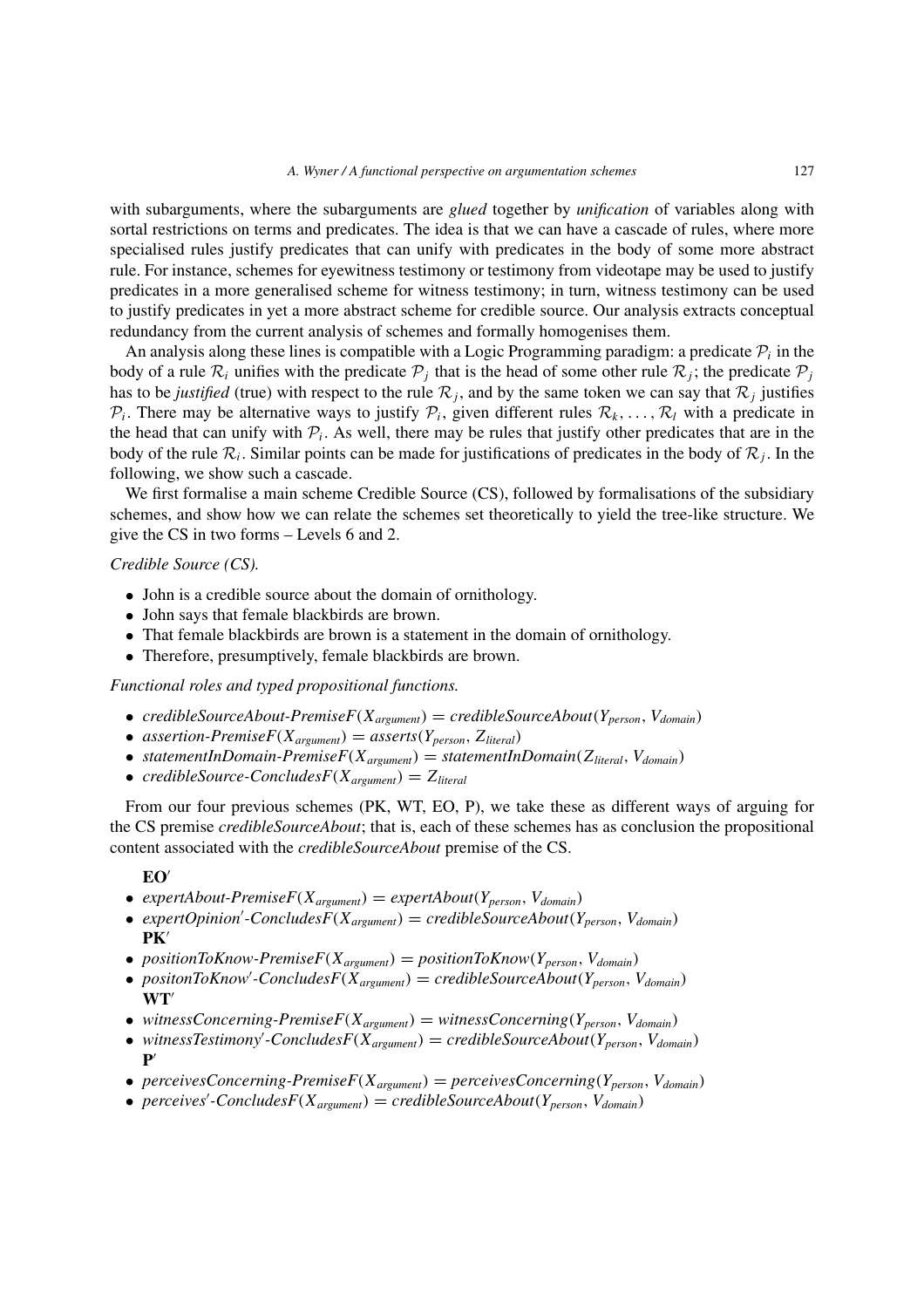with subarguments, where the subarguments are *glued* together by *unification* of variables along with sortal restrictions on terms and predicates. The idea is that we can have a cascade of rules, where more specialised rules justify predicates that can unify with predicates in the body of some more abstract rule. For instance, schemes for eyewitness testimony or testimony from videotape may be used to justify predicates in a more generalised scheme for witness testimony; in turn, witness testimony can be used to justify predicates in yet a more abstract scheme for credible source. Our analysis extracts conceptual redundancy from the current analysis of schemes and formally homogenises them.

An analysis along these lines is compatible with a Logic Programming paradigm: a predicate $\mathcal{P}_i$ in the body of a rule $\mathcal{R}_i$ unifies with the predicate $\mathcal{P}_j$ that is the head of some other rule $\mathcal{R}_j$; the predicate $\mathcal{P}_j$ has to be *justified* (true) with respect to the rule $\mathcal{R}_j$, and by the same token we can say that $\mathcal{R}_j$ justifies $\mathcal{P}_i$. There may be alternative ways to justify $\mathcal{P}_i$, given different rules $\mathcal{R}_k, \ldots, \mathcal{R}_l$ with a predicate in the head that can unify with $\mathcal{P}_i$. As well, there may be rules that justify other predicates that are in the body of the rule $\mathcal{R}_i$. Similar points can be made for justifications of predicates in the body of $\mathcal{R}_j$. In the following, we show such a cascade.

We first formalise a main scheme Credible Source (CS), followed by formalisations of the subsidiary schemes, and show how we can relate the schemes set theoretically to yield the tree-like structure. We give the CS in two forms – Levels 6 and 2.

*Credible Source (CS).*

- John is a credible source about the domain of ornithology.
- John says that female blackbirds are brown.
- That female blackbirds are brown is a statement in the domain of ornithology.
- Therefore, presumptively, female blackbirds are brown.

*Functional roles and typed propositional functions.*

- $credibleSourceAbout\text{-}PremiseF(X_{argument}) = credibleSourceAbout(Y_{person}, V_{domain})$
- $assertion\text{-}PremiseF(X_{argument}) = asserts(Y_{person}, Z_{literal})$
- $statementInDomain\text{-}PremiseF(X_{argument}) = statementInDomain(Z_{literal}, V_{domain})$
- $credibleSource\text{-}ConcludesF(X_{argument}) = Z_{literal}$

From our four previous schemes (PK, WT, EO, P), we take these as different ways of arguing for the CS premise *credibleSourceAbout*; that is, each of these schemes has as conclusion the propositional content associated with the *credibleSourceAbout* premise of the CS.

**EO′**

- $expertAbout\text{-}PremiseF(X_{argument}) = expertAbout(Y_{person}, V_{domain})$
- $expertOpinion'\text{-}ConcludesF(X_{argument}) = credibleSourceAbout(Y_{person}, V_{domain})$

**PK′**

- $positionToKnow\text{-}PremiseF(X_{argument}) = positionToKnow(Y_{person}, V_{domain})$
- $positonToKnow'\text{-}ConcludesF(X_{argument}) = credibleSourceAbout(Y_{person}, V_{domain})$

**WT′**

- $witnessConcerning\text{-}PremiseF(X_{argument}) = witnessConcerning(Y_{person}, V_{domain})$
- $witnessTestimony'\text{-}ConcludesF(X_{argument}) = credibleSourceAbout(Y_{person}, V_{domain})$

**P′**

- $perceivesConcerning\text{-}PremiseF(X_{argument}) = perceivesConcerning(Y_{person}, V_{domain})$
- $perceives'\text{-}ConcludesF(X_{argument}) = credibleSourceAbout(Y_{person}, V_{domain})$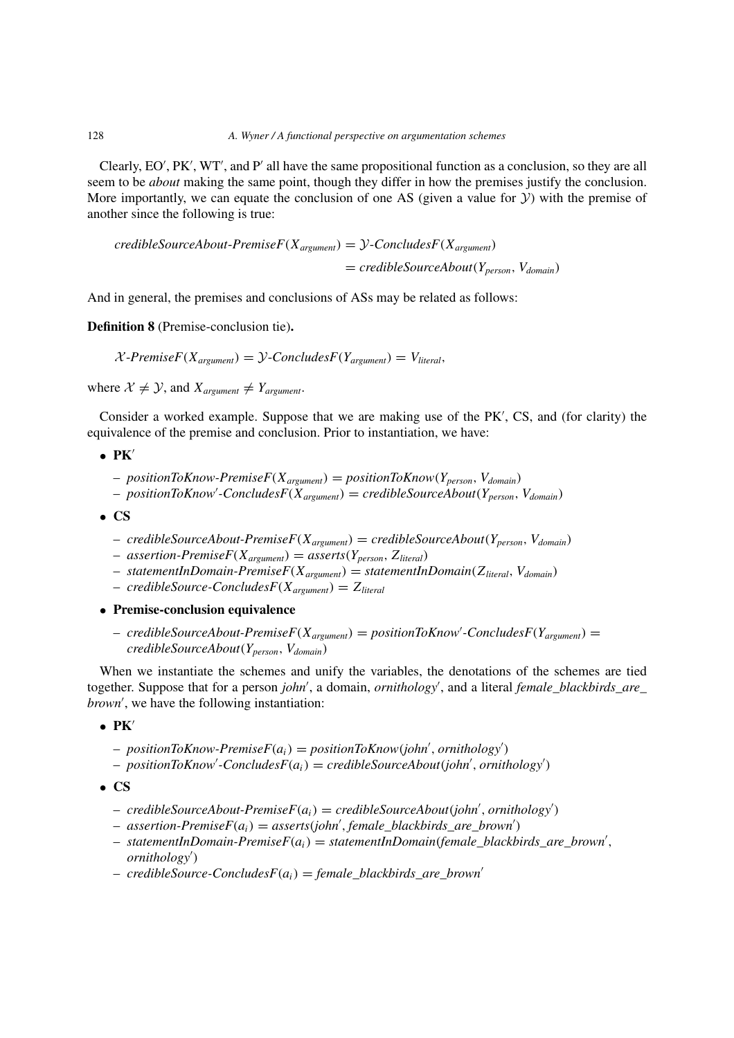Clearly, EO′, PK′, WT′, and P′ all have the same propositional function as a conclusion, so they are all seem to be *about* making the same point, though they differ in how the premises justify the conclusion. More importantly, we can equate the conclusion of one AS (given a value for $\mathcal{Y}$) with the premise of another since the following is true:

$$\begin{aligned} \textit{credibleSourceAbout-PremiseF}(X_{argument}) &= \mathcal{Y}\textit{-ConcludesF}(X_{argument}) \\ &= \textit{credibleSourceAbout}(Y_{person}, V_{domain}) \end{aligned}$$

And in general, the premises and conclusions of ASs may be related as follows:

**Definition 8** (Premise-conclusion tie)**.**

$$\mathcal{X}\textit{-PremiseF}(X_{argument}) = \mathcal{Y}\textit{-ConcludesF}(Y_{argument}) = V_{literal},$$

where $\mathcal{X} \neq \mathcal{Y}$, and $X_{argument} \neq Y_{argument}$.

Consider a worked example. Suppose that we are making use of the PK′, CS, and (for clarity) the equivalence of the premise and conclusion. Prior to instantiation, we have:

- **PK′**
  - $\textit{positionToKnow-PremiseF}(X_{argument}) = \textit{positionToKnow}(Y_{person}, V_{domain})$
  - $\textit{positionToKnow}'\textit{-ConcludesF}(X_{argument}) = \textit{credibleSourceAbout}(Y_{person}, V_{domain})$
- **CS**
  - $\textit{credibleSourceAbout-PremiseF}(X_{argument}) = \textit{credibleSourceAbout}(Y_{person}, V_{domain})$
  - $\textit{assertion-PremiseF}(X_{argument}) = \textit{asserts}(Y_{person}, Z_{literal})$
  - $\textit{statementInDomain-PremiseF}(X_{argument}) = \textit{statementInDomain}(Z_{literal}, V_{domain})$
  - $\textit{credibleSource-ConcludesF}(X_{argument}) = Z_{literal}$
- **Premise-conclusion equivalence**
  - $\textit{credibleSourceAbout-PremiseF}(X_{argument}) = \textit{positionToKnow}'\textit{-ConcludesF}(Y_{argument}) = \textit{credibleSourceAbout}(Y_{person}, V_{domain})$

When we instantiate the schemes and unify the variables, the denotations of the schemes are tied together. Suppose that for a person *john′*, a domain, *ornithology′*, and a literal *female_blackbirds_are_brown′*, we have the following instantiation:

- **PK′**
  - $\textit{positionToKnow-PremiseF}(a_i) = \textit{positionToKnow}(\textit{john}', \textit{ornithology}')$
  - $\textit{positionToKnow}'\textit{-ConcludesF}(a_i) = \textit{credibleSourceAbout}(\textit{john}', \textit{ornithology}')$
- **CS**
  - $\textit{credibleSourceAbout-PremiseF}(a_i) = \textit{credibleSourceAbout}(\textit{john}', \textit{ornithology}')$
  - $\textit{assertion-PremiseF}(a_i) = \textit{asserts}(\textit{john}', \textit{female\_blackbirds\_are\_brown}')$
  - $\textit{statementInDomain-PremiseF}(a_i) = \textit{statementInDomain}(\textit{female\_blackbirds\_are\_brown}', \textit{ornithology}')$
  - $\textit{credibleSource-ConcludesF}(a_i) = \textit{female\_blackbirds\_are\_brown}'$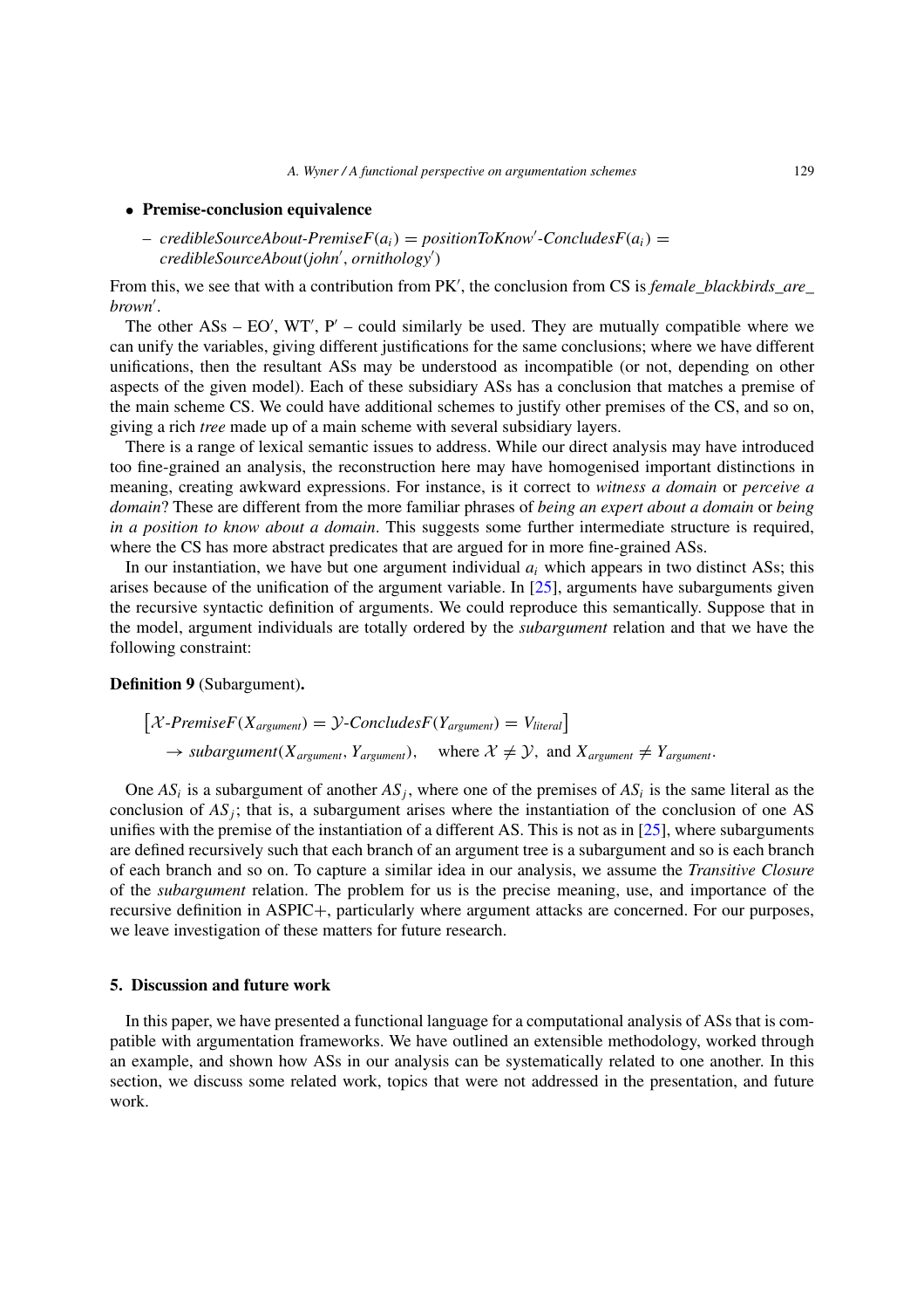- **Premise-conclusion equivalence**
  - $credibleSourceAbout\text{-}PremiseF(a_i) = positionToKnow'\text{-}ConcludesF(a_i) = credibleSourceAbout(john', ornithology')$

From this, we see that with a contribution from PK′, the conclusion from CS is *female_blackbirds_are_brown′*.

The other ASs – EO′, WT′, P′ – could similarly be used. They are mutually compatible where we can unify the variables, giving different justifications for the same conclusions; where we have different unifications, then the resultant ASs may be understood as incompatible (or not, depending on other aspects of the given model). Each of these subsidiary ASs has a conclusion that matches a premise of the main scheme CS. We could have additional schemes to justify other premises of the CS, and so on, giving a rich *tree* made up of a main scheme with several subsidiary layers.

There is a range of lexical semantic issues to address. While our direct analysis may have introduced too fine-grained an analysis, the reconstruction here may have homogenised important distinctions in meaning, creating awkward expressions. For instance, is it correct to *witness a domain* or *perceive a domain*? These are different from the more familiar phrases of *being an expert about a domain* or *being in a position to know about a domain*. This suggests some further intermediate structure is required, where the CS has more abstract predicates that are argued for in more fine-grained ASs.

In our instantiation, we have but one argument individual $a_i$ which appears in two distinct ASs; this arises because of the unification of the argument variable. In [25], arguments have subarguments given the recursive syntactic definition of arguments. We could reproduce this semantically. Suppose that in the model, argument individuals are totally ordered by the *subargument* relation and that we have the following constraint:

**Definition 9** (Subargument)**.**

$$\left[\mathcal{X}\text{-}PremiseF(X_{argument}) = \mathcal{Y}\text{-}ConcludesF(Y_{argument}) = V_{literal}\right] \\ \rightarrow subargument(X_{argument}, Y_{argument}), \quad \text{where } \mathcal{X} \neq \mathcal{Y}, \text{ and } X_{argument} \neq Y_{argument}.$$

One $AS_i$ is a subargument of another $AS_j$, where one of the premises of $AS_i$ is the same literal as the conclusion of $AS_j$; that is, a subargument arises where the instantiation of the conclusion of one AS unifies with the premise of the instantiation of a different AS. This is not as in [25], where subarguments are defined recursively such that each branch of an argument tree is a subargument and so is each branch of each branch and so on. To capture a similar idea in our analysis, we assume the *Transitive Closure* of the *subargument* relation. The problem for us is the precise meaning, use, and importance of the recursive definition in ASPIC+, particularly where argument attacks are concerned. For our purposes, we leave investigation of these matters for future research.

## 5. Discussion and future work

In this paper, we have presented a functional language for a computational analysis of ASs that is compatible with argumentation frameworks. We have outlined an extensible methodology, worked through an example, and shown how ASs in our analysis can be systematically related to one another. In this section, we discuss some related work, topics that were not addressed in the presentation, and future work.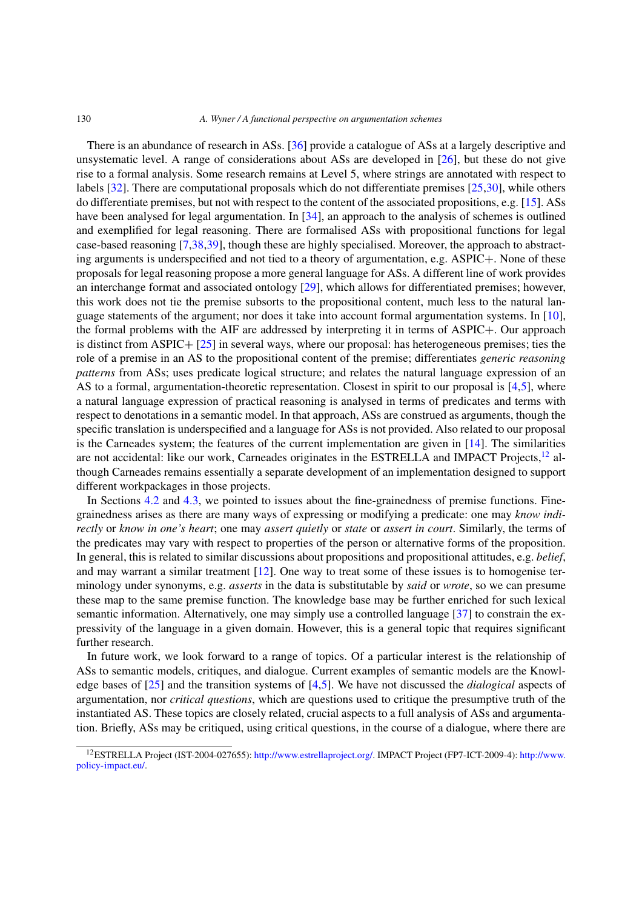There is an abundance of research in ASs. [36] provide a catalogue of ASs at a largely descriptive and unsystematic level. A range of considerations about ASs are developed in [26], but these do not give rise to a formal analysis. Some research remains at Level 5, where strings are annotated with respect to labels [32]. There are computational proposals which do not differentiate premises [25,30], while others do differentiate premises, but not with respect to the content of the associated propositions, e.g. [15]. ASs have been analysed for legal argumentation. In [34], an approach to the analysis of schemes is outlined and exemplified for legal reasoning. There are formalised ASs with propositional functions for legal case-based reasoning [7,38,39], though these are highly specialised. Moreover, the approach to abstracting arguments is underspecified and not tied to a theory of argumentation, e.g. ASPIC+. None of these proposals for legal reasoning propose a more general language for ASs. A different line of work provides an interchange format and associated ontology [29], which allows for differentiated premises; however, this work does not tie the premise subsorts to the propositional content, much less to the natural language statements of the argument; nor does it take into account formal argumentation systems. In [10], the formal problems with the AIF are addressed by interpreting it in terms of ASPIC+. Our approach is distinct from ASPIC+ [25] in several ways, where our proposal: has heterogeneous premises; ties the role of a premise in an AS to the propositional content of the premise; differentiates *generic reasoning patterns* from ASs; uses predicate logical structure; and relates the natural language expression of an AS to a formal, argumentation-theoretic representation. Closest in spirit to our proposal is [4,5], where a natural language expression of practical reasoning is analysed in terms of predicates and terms with respect to denotations in a semantic model. In that approach, ASs are construed as arguments, though the specific translation is underspecified and a language for ASs is not provided. Also related to our proposal is the Carneades system; the features of the current implementation are given in [14]. The similarities are not accidental: like our work, Carneades originates in the ESTRELLA and IMPACT Projects,[12] although Carneades remains essentially a separate development of an implementation designed to support different workpackages in those projects.

In Sections 4.2 and 4.3, we pointed to issues about the fine-grainedness of premise functions. Fine-grainedness arises as there are many ways of expressing or modifying a predicate: one may *know indirectly* or *know in one's heart*; one may *assert quietly* or *state* or *assert in court*. Similarly, the terms of the predicates may vary with respect to properties of the person or alternative forms of the proposition. In general, this is related to similar discussions about propositions and propositional attitudes, e.g. *belief*, and may warrant a similar treatment [12]. One way to treat some of these issues is to homogenise terminology under synonyms, e.g. *asserts* in the data is substitutable by *said* or *wrote*, so we can presume these map to the same premise function. The knowledge base may be further enriched for such lexical semantic information. Alternatively, one may simply use a controlled language [37] to constrain the expressivity of the language in a given domain. However, this is a general topic that requires significant further research.

In future work, we look forward to a range of topics. Of a particular interest is the relationship of ASs to semantic models, critiques, and dialogue. Current examples of semantic models are the Knowledge bases of [25] and the transition systems of [4,5]. We have not discussed the *dialogical* aspects of argumentation, nor *critical questions*, which are questions used to critique the presumptive truth of the instantiated AS. These topics are closely related, crucial aspects to a full analysis of ASs and argumentation. Briefly, ASs may be critiqued, using critical questions, in the course of a dialogue, where there are

[12] ESTRELLA Project (IST-2004-027655): http://www.estrellaproject.org/. IMPACT Project (FP7-ICT-2009-4): http://www.policy-impact.eu/.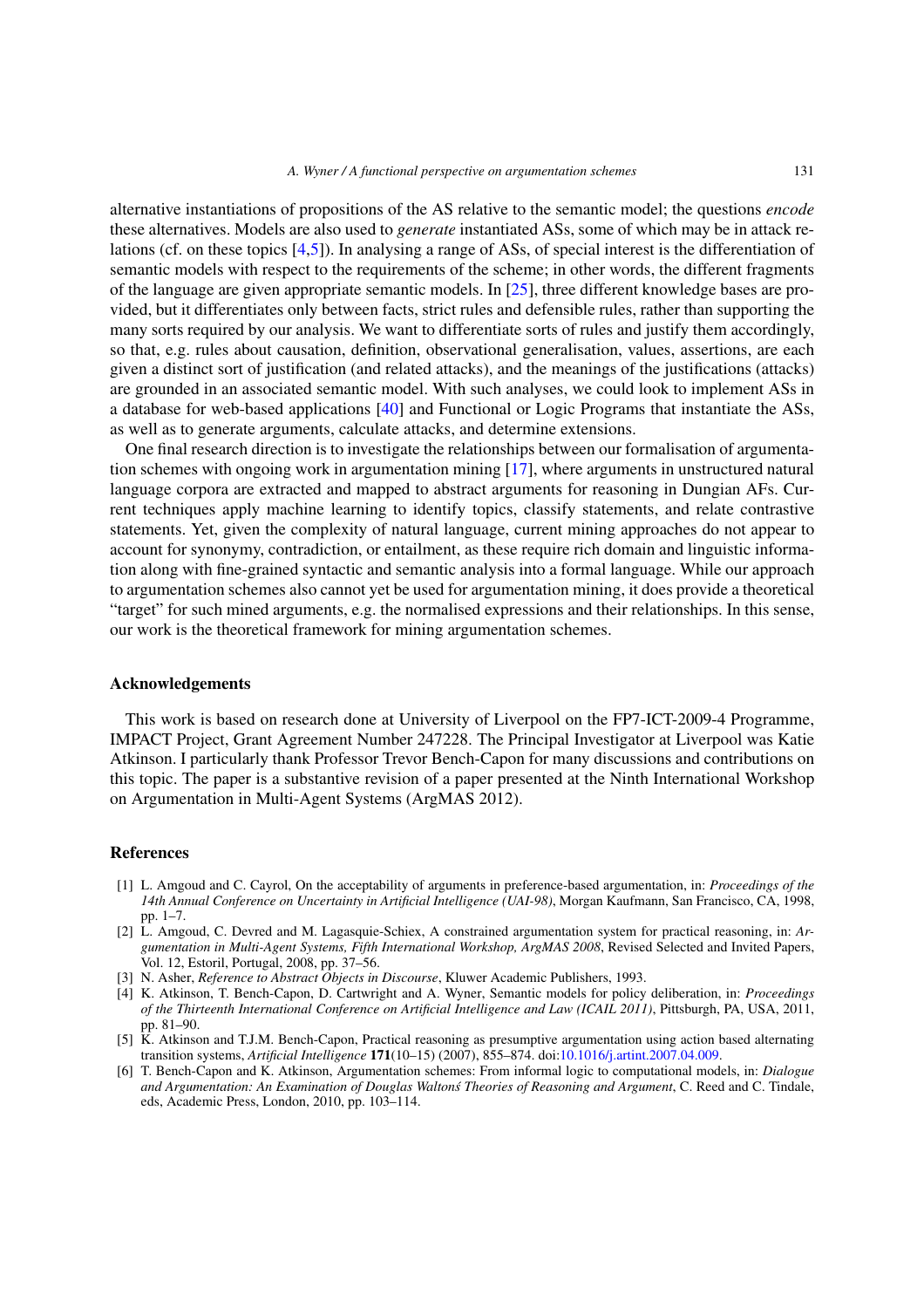alternative instantiations of propositions of the AS relative to the semantic model; the questions *encode* these alternatives. Models are also used to *generate* instantiated ASs, some of which may be in attack relations (cf. on these topics [4,5]). In analysing a range of ASs, of special interest is the differentiation of semantic models with respect to the requirements of the scheme; in other words, the different fragments of the language are given appropriate semantic models. In [25], three different knowledge bases are provided, but it differentiates only between facts, strict rules and defensible rules, rather than supporting the many sorts required by our analysis. We want to differentiate sorts of rules and justify them accordingly, so that, e.g. rules about causation, definition, observational generalisation, values, assertions, are each given a distinct sort of justification (and related attacks), and the meanings of the justifications (attacks) are grounded in an associated semantic model. With such analyses, we could look to implement ASs in a database for web-based applications [40] and Functional or Logic Programs that instantiate the ASs, as well as to generate arguments, calculate attacks, and determine extensions.

One final research direction is to investigate the relationships between our formalisation of argumentation schemes with ongoing work in argumentation mining [17], where arguments in unstructured natural language corpora are extracted and mapped to abstract arguments for reasoning in Dungian AFs. Current techniques apply machine learning to identify topics, classify statements, and relate contrastive statements. Yet, given the complexity of natural language, current mining approaches do not appear to account for synonymy, contradiction, or entailment, as these require rich domain and linguistic information along with fine-grained syntactic and semantic analysis into a formal language. While our approach to argumentation schemes also cannot yet be used for argumentation mining, it does provide a theoretical "target" for such mined arguments, e.g. the normalised expressions and their relationships. In this sense, our work is the theoretical framework for mining argumentation schemes.

## Acknowledgements

This work is based on research done at University of Liverpool on the FP7-ICT-2009-4 Programme, IMPACT Project, Grant Agreement Number 247228. The Principal Investigator at Liverpool was Katie Atkinson. I particularly thank Professor Trevor Bench-Capon for many discussions and contributions on this topic. The paper is a substantive revision of a paper presented at the Ninth International Workshop on Argumentation in Multi-Agent Systems (ArgMAS 2012).

## References

[1] L. Amgoud and C. Cayrol, On the acceptability of arguments in preference-based argumentation, in: *Proceedings of the 14th Annual Conference on Uncertainty in Artificial Intelligence (UAI-98)*, Morgan Kaufmann, San Francisco, CA, 1998, pp. 1–7.

[2] L. Amgoud, C. Devred and M. Lagasquie-Schiex, A constrained argumentation system for practical reasoning, in: *Argumentation in Multi-Agent Systems, Fifth International Workshop, ArgMAS 2008*, Revised Selected and Invited Papers, Vol. 12, Estoril, Portugal, 2008, pp. 37–56.

[3] N. Asher, *Reference to Abstract Objects in Discourse*, Kluwer Academic Publishers, 1993.

[4] K. Atkinson, T. Bench-Capon, D. Cartwright and A. Wyner, Semantic models for policy deliberation, in: *Proceedings of the Thirteenth International Conference on Artificial Intelligence and Law (ICAIL 2011)*, Pittsburgh, PA, USA, 2011, pp. 81–90.

[5] K. Atkinson and T.J.M. Bench-Capon, Practical reasoning as presumptive argumentation using action based alternating transition systems, *Artificial Intelligence* **171**(10–15) (2007), 855–874. doi:10.1016/j.artint.2007.04.009.

[6] T. Bench-Capon and K. Atkinson, Argumentation schemes: From informal logic to computational models, in: *Dialogue and Argumentation: An Examination of Douglas Waltonś Theories of Reasoning and Argument*, C. Reed and C. Tindale, eds, Academic Press, London, 2010, pp. 103–114.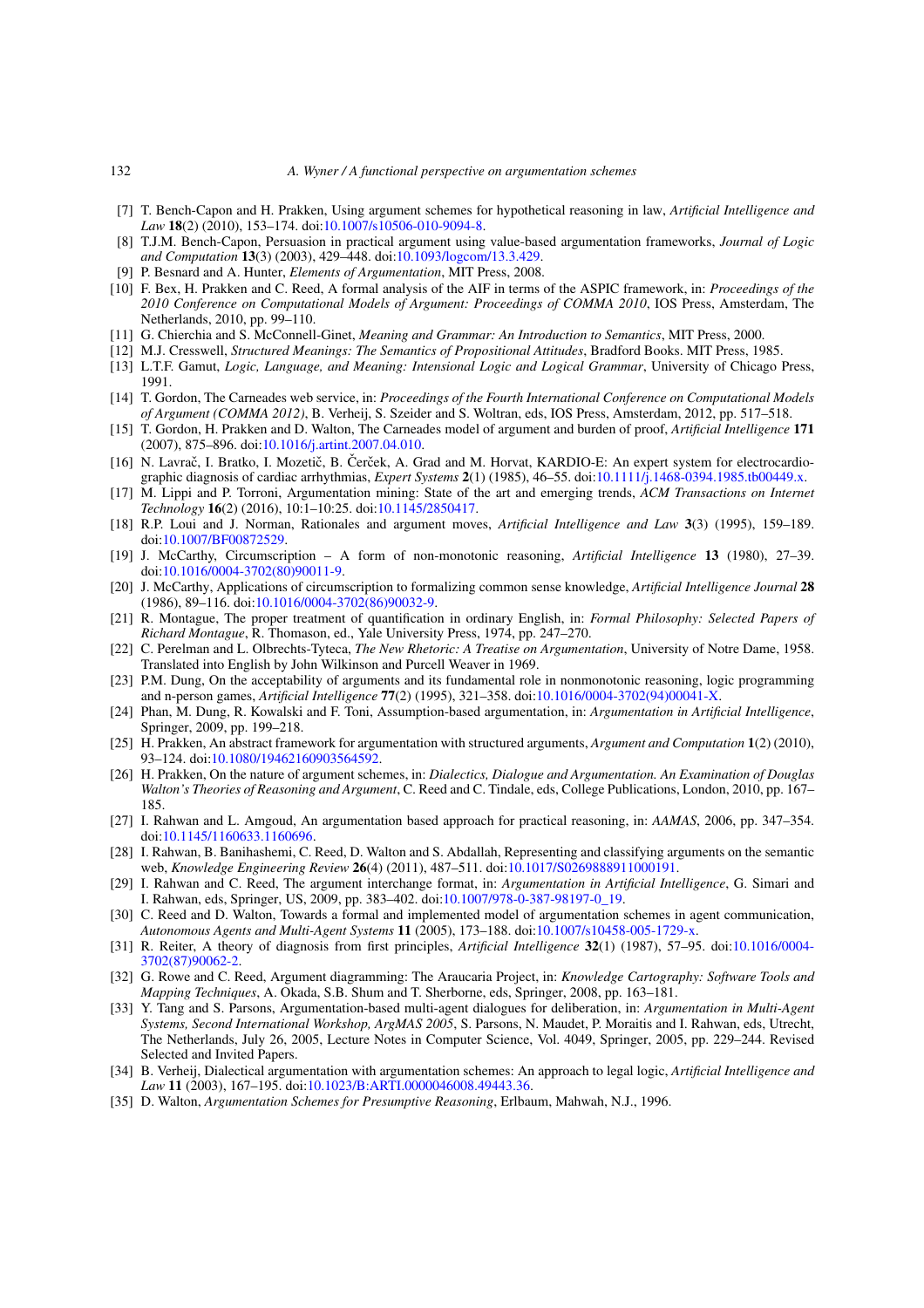[7] T. Bench-Capon and H. Prakken, Using argument schemes for hypothetical reasoning in law, *Artificial Intelligence and Law* **18**(2) (2010), 153–174. doi:10.1007/s10506-010-9094-8.

[8] T.J.M. Bench-Capon, Persuasion in practical argument using value-based argumentation frameworks, *Journal of Logic and Computation* **13**(3) (2003), 429–448. doi:10.1093/logcom/13.3.429.

[9] P. Besnard and A. Hunter, *Elements of Argumentation*, MIT Press, 2008.

[10] F. Bex, H. Prakken and C. Reed, A formal analysis of the AIF in terms of the ASPIC framework, in: *Proceedings of the 2010 Conference on Computational Models of Argument: Proceedings of COMMA 2010*, IOS Press, Amsterdam, The Netherlands, 2010, pp. 99–110.

[11] G. Chierchia and S. McConnell-Ginet, *Meaning and Grammar: An Introduction to Semantics*, MIT Press, 2000.

[12] M.J. Cresswell, *Structured Meanings: The Semantics of Propositional Attitudes*, Bradford Books. MIT Press, 1985.

[13] L.T.F. Gamut, *Logic, Language, and Meaning: Intensional Logic and Logical Grammar*, University of Chicago Press, 1991.

[14] T. Gordon, The Carneades web service, in: *Proceedings of the Fourth International Conference on Computational Models of Argument (COMMA 2012)*, B. Verheij, S. Szeider and S. Woltran, eds, IOS Press, Amsterdam, 2012, pp. 517–518.

[15] T. Gordon, H. Prakken and D. Walton, The Carneades model of argument and burden of proof, *Artificial Intelligence* **171** (2007), 875–896. doi:10.1016/j.artint.2007.04.010.

[16] N. Lavrač, I. Bratko, I. Mozetič, B. Čerček, A. Grad and M. Horvat, KARDIO-E: An expert system for electrocardiographic diagnosis of cardiac arrhythmias, *Expert Systems* **2**(1) (1985), 46–55. doi:10.1111/j.1468-0394.1985.tb00449.x.

[17] M. Lippi and P. Torroni, Argumentation mining: State of the art and emerging trends, *ACM Transactions on Internet Technology* **16**(2) (2016), 10:1–10:25. doi:10.1145/2850417.

[18] R.P. Loui and J. Norman, Rationales and argument moves, *Artificial Intelligence and Law* **3**(3) (1995), 159–189. doi:10.1007/BF00872529.

[19] J. McCarthy, Circumscription – A form of non-monotonic reasoning, *Artificial Intelligence* **13** (1980), 27–39. doi:10.1016/0004-3702(80)90011-9.

[20] J. McCarthy, Applications of circumscription to formalizing common sense knowledge, *Artificial Intelligence Journal* **28** (1986), 89–116. doi:10.1016/0004-3702(86)90032-9.

[21] R. Montague, The proper treatment of quantification in ordinary English, in: *Formal Philosophy: Selected Papers of Richard Montague*, R. Thomason, ed., Yale University Press, 1974, pp. 247–270.

[22] C. Perelman and L. Olbrechts-Tyteca, *The New Rhetoric: A Treatise on Argumentation*, University of Notre Dame, 1958. Translated into English by John Wilkinson and Purcell Weaver in 1969.

[23] P.M. Dung, On the acceptability of arguments and its fundamental role in nonmonotonic reasoning, logic programming and n-person games, *Artificial Intelligence* **77**(2) (1995), 321–358. doi:10.1016/0004-3702(94)00041-X.

[24] Phan, M. Dung, R. Kowalski and F. Toni, Assumption-based argumentation, in: *Argumentation in Artificial Intelligence*, Springer, 2009, pp. 199–218.

[25] H. Prakken, An abstract framework for argumentation with structured arguments, *Argument and Computation* **1**(2) (2010), 93–124. doi:10.1080/19462160903564592.

[26] H. Prakken, On the nature of argument schemes, in: *Dialectics, Dialogue and Argumentation. An Examination of Douglas Walton's Theories of Reasoning and Argument*, C. Reed and C. Tindale, eds, College Publications, London, 2010, pp. 167–185.

[27] I. Rahwan and L. Amgoud, An argumentation based approach for practical reasoning, in: *AAMAS*, 2006, pp. 347–354. doi:10.1145/1160633.1160696.

[28] I. Rahwan, B. Banihashemi, C. Reed, D. Walton and S. Abdallah, Representing and classifying arguments on the semantic web, *Knowledge Engineering Review* **26**(4) (2011), 487–511. doi:10.1017/S0269888911000191.

[29] I. Rahwan and C. Reed, The argument interchange format, in: *Argumentation in Artificial Intelligence*, G. Simari and I. Rahwan, eds, Springer, US, 2009, pp. 383–402. doi:10.1007/978-0-387-98197-0_19.

[30] C. Reed and D. Walton, Towards a formal and implemented model of argumentation schemes in agent communication, *Autonomous Agents and Multi-Agent Systems* **11** (2005), 173–188. doi:10.1007/s10458-005-1729-x.

[31] R. Reiter, A theory of diagnosis from first principles, *Artificial Intelligence* **32**(1) (1987), 57–95. doi:10.1016/0004-3702(87)90062-2.

[32] G. Rowe and C. Reed, Argument diagramming: The Araucaria Project, in: *Knowledge Cartography: Software Tools and Mapping Techniques*, A. Okada, S.B. Shum and T. Sherborne, eds, Springer, 2008, pp. 163–181.

[33] Y. Tang and S. Parsons, Argumentation-based multi-agent dialogues for deliberation, in: *Argumentation in Multi-Agent Systems, Second International Workshop, ArgMAS 2005*, S. Parsons, N. Maudet, P. Moraitis and I. Rahwan, eds, Utrecht, The Netherlands, July 26, 2005, Lecture Notes in Computer Science, Vol. 4049, Springer, 2005, pp. 229–244. Revised Selected and Invited Papers.

[34] B. Verheij, Dialectical argumentation with argumentation schemes: An approach to legal logic, *Artificial Intelligence and Law* **11** (2003), 167–195. doi:10.1023/B:ARTI.0000046008.49443.36.

[35] D. Walton, *Argumentation Schemes for Presumptive Reasoning*, Erlbaum, Mahwah, N.J., 1996.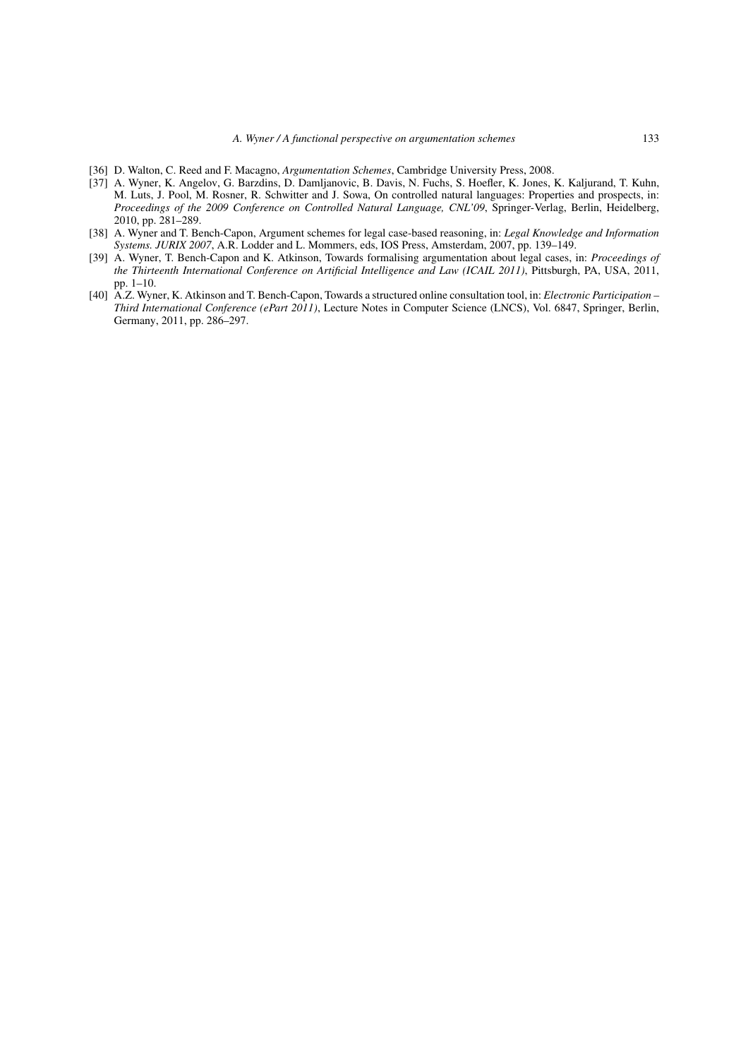[36] D. Walton, C. Reed and F. Macagno, *Argumentation Schemes*, Cambridge University Press, 2008.

[37] A. Wyner, K. Angelov, G. Barzdins, D. Damljanovic, B. Davis, N. Fuchs, S. Hoefler, K. Jones, K. Kaljurand, T. Kuhn, M. Luts, J. Pool, M. Rosner, R. Schwitter and J. Sowa, On controlled natural languages: Properties and prospects, in: *Proceedings of the 2009 Conference on Controlled Natural Language, CNL'09*, Springer-Verlag, Berlin, Heidelberg, 2010, pp. 281–289.

[38] A. Wyner and T. Bench-Capon, Argument schemes for legal case-based reasoning, in: *Legal Knowledge and Information Systems. JURIX 2007*, A.R. Lodder and L. Mommers, eds, IOS Press, Amsterdam, 2007, pp. 139–149.

[39] A. Wyner, T. Bench-Capon and K. Atkinson, Towards formalising argumentation about legal cases, in: *Proceedings of the Thirteenth International Conference on Artificial Intelligence and Law (ICAIL 2011)*, Pittsburgh, PA, USA, 2011, pp. 1–10.

[40] A.Z. Wyner, K. Atkinson and T. Bench-Capon, Towards a structured online consultation tool, in: *Electronic Participation – Third International Conference (ePart 2011)*, Lecture Notes in Computer Science (LNCS), Vol. 6847, Springer, Berlin, Germany, 2011, pp. 286–297.